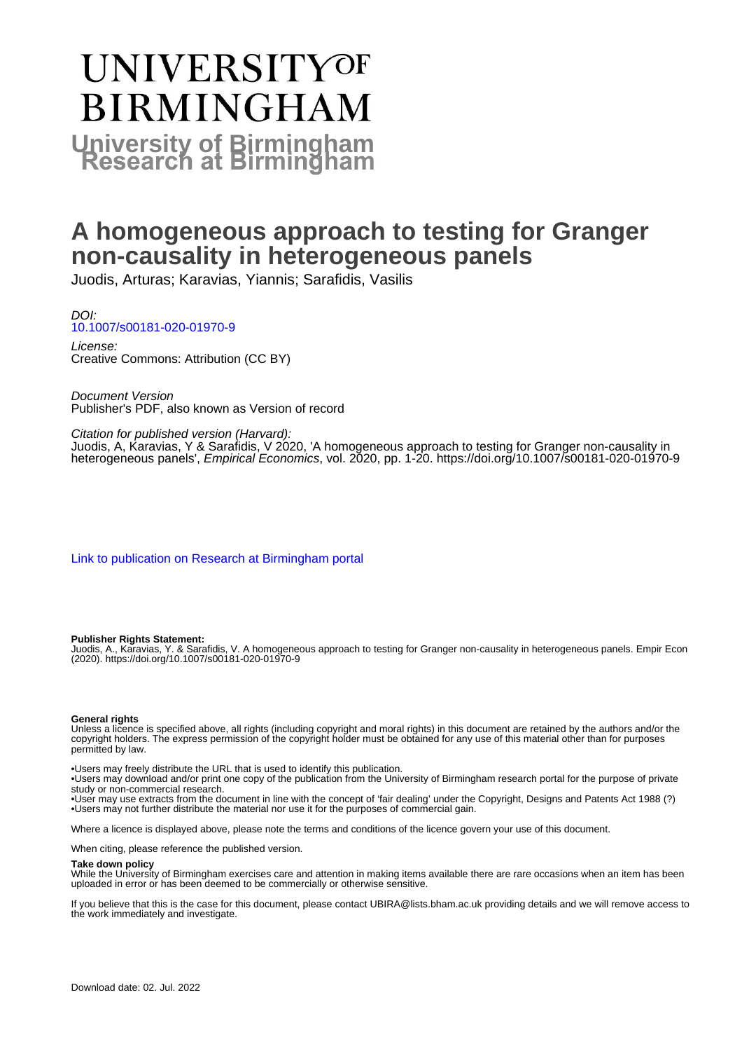# UNIVERSITY OF BIRMINGHAM

**University of Birmingham Research at Birmingham**

# A homogeneous approach to testing for Granger non-causality in heterogeneous panels

Juodis, Arturas; Karavias, Yiannis; Sarafidis, Vasilis

*DOI:*
[10.1007/s00181-020-01970-9](https://doi.org/10.1007/s00181-020-01970-9)

*License:*
Creative Commons: Attribution (CC BY)

*Document Version*
Publisher's PDF, also known as Version of record

*Citation for published version (Harvard):*
Juodis, A, Karavias, Y & Sarafidis, V 2020, 'A homogeneous approach to testing for Granger non-causality in heterogeneous panels', *Empirical Economics*, vol. 2020, pp. 1-20. https://doi.org/10.1007/s00181-020-01970-9

[Link to publication on Research at Birmingham portal]

**Publisher Rights Statement:**
Juodis, A., Karavias, Y. & Sarafidis, V. A homogeneous approach to testing for Granger non-causality in heterogeneous panels. Empir Econ (2020). https://doi.org/10.1007/s00181-020-01970-9

**General rights**
Unless a licence is specified above, all rights (including copyright and moral rights) in this document are retained by the authors and/or the copyright holders. The express permission of the copyright holder must be obtained for any use of this material other than for purposes permitted by law.

•Users may freely distribute the URL that is used to identify this publication.
•Users may download and/or print one copy of the publication from the University of Birmingham research portal for the purpose of private study or non-commercial research.
•User may use extracts from the document in line with the concept of 'fair dealing' under the Copyright, Designs and Patents Act 1988 (?)
•Users may not further distribute the material nor use it for the purposes of commercial gain.

Where a licence is displayed above, please note the terms and conditions of the licence govern your use of this document.

When citing, please reference the published version.

**Take down policy**
While the University of Birmingham exercises care and attention in making items available there are rare occasions when an item has been uploaded in error or has been deemed to be commercially or otherwise sensitive.

If you believe that this is the case for this document, please contact UBIRA@lists.bham.ac.uk providing details and we will remove access to the work immediately and investigate.

Download date: 02. Jul. 2022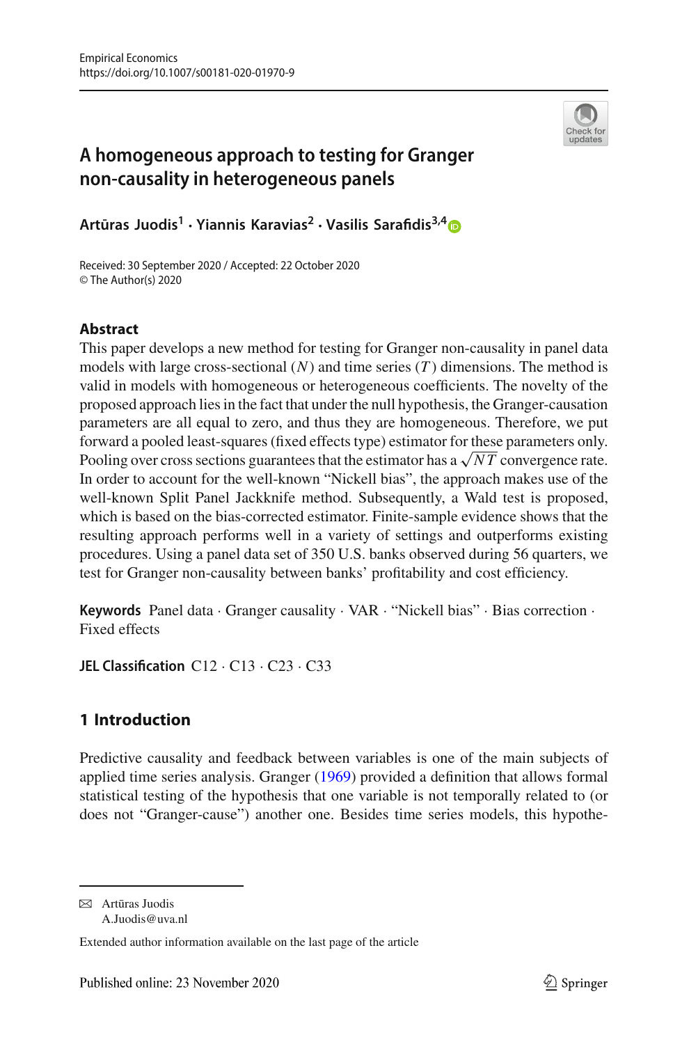# A homogeneous approach to testing for Granger non-causality in heterogeneous panels

**Artūras Juodis[1] · Yiannis Karavias[2] · Vasilis Sarafidis[3,4]**

Received: 30 September 2020 / Accepted: 22 October 2020
© The Author(s) 2020

## Abstract

This paper develops a new method for testing for Granger non-causality in panel data models with large cross-sectional ($N$) and time series ($T$) dimensions. The method is valid in models with homogeneous or heterogeneous coefficients. The novelty of the proposed approach lies in the fact that under the null hypothesis, the Granger-causation parameters are all equal to zero, and thus they are homogeneous. Therefore, we put forward a pooled least-squares (fixed effects type) estimator for these parameters only. Pooling over cross sections guarantees that the estimator has a $\sqrt{NT}$ convergence rate. In order to account for the well-known "Nickell bias", the approach makes use of the well-known Split Panel Jackknife method. Subsequently, a Wald test is proposed, which is based on the bias-corrected estimator. Finite-sample evidence shows that the resulting approach performs well in a variety of settings and outperforms existing procedures. Using a panel data set of 350 U.S. banks observed during 56 quarters, we test for Granger non-causality between banks' profitability and cost efficiency.

**Keywords** Panel data · Granger causality · VAR · "Nickell bias" · Bias correction · Fixed effects

**JEL Classification** C12 · C13 · C23 · C33

## 1 Introduction

Predictive causality and feedback between variables is one of the main subjects of applied time series analysis. Granger (1969) provided a definition that allows formal statistical testing of the hypothesis that one variable is not temporally related to (or does not "Granger-cause") another one. Besides time series models, this hypothe-

---

✉ Artūras Juodis
A.Juodis@uva.nl

Extended author information available on the last page of the article

Published online: 23 November 2020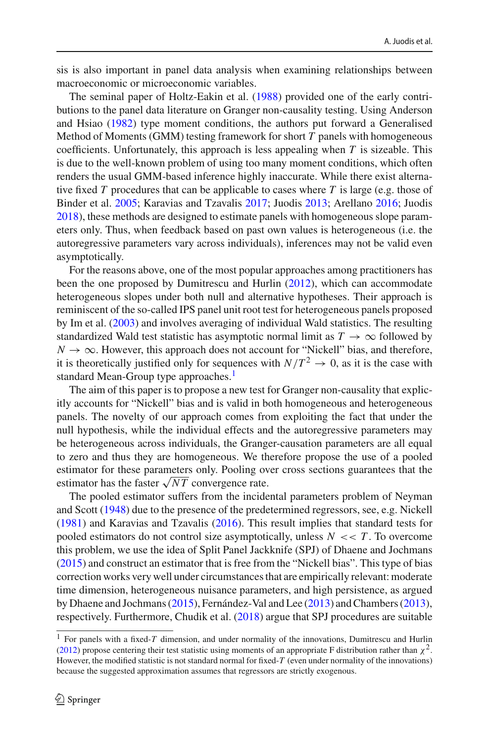sis is also important in panel data analysis when examining relationships between macroeconomic or microeconomic variables.

The seminal paper of Holtz-Eakin et al. (1988) provided one of the early contributions to the panel data literature on Granger non-causality testing. Using Anderson and Hsiao (1982) type moment conditions, the authors put forward a Generalised Method of Moments (GMM) testing framework for short $T$ panels with homogeneous coefficients. Unfortunately, this approach is less appealing when $T$ is sizeable. This is due to the well-known problem of using too many moment conditions, which often renders the usual GMM-based inference highly inaccurate. While there exist alternative fixed $T$ procedures that can be applicable to cases where $T$ is large (e.g. those of Binder et al. 2005; Karavias and Tzavalis 2017; Juodis 2013; Arellano 2016; Juodis 2018), these methods are designed to estimate panels with homogeneous slope parameters only. Thus, when feedback based on past own values is heterogeneous (i.e. the autoregressive parameters vary across individuals), inferences may not be valid even asymptotically.

For the reasons above, one of the most popular approaches among practitioners has been the one proposed by Dumitrescu and Hurlin (2012), which can accommodate heterogeneous slopes under both null and alternative hypotheses. Their approach is reminiscent of the so-called IPS panel unit root test for heterogeneous panels proposed by Im et al. (2003) and involves averaging of individual Wald statistics. The resulting standardized Wald test statistic has asymptotic normal limit as $T \to \infty$ followed by $N \to \infty$. However, this approach does not account for "Nickell" bias, and therefore, it is theoretically justified only for sequences with $N/T^2 \to 0$, as it is the case with standard Mean-Group type approaches.[1]

The aim of this paper is to propose a new test for Granger non-causality that explicitly accounts for "Nickell" bias and is valid in both homogeneous and heterogeneous panels. The novelty of our approach comes from exploiting the fact that under the null hypothesis, while the individual effects and the autoregressive parameters may be heterogeneous across individuals, the Granger-causation parameters are all equal to zero and thus they are homogeneous. We therefore propose the use of a pooled estimator for these parameters only. Pooling over cross sections guarantees that the estimator has the faster $\sqrt{NT}$ convergence rate.

The pooled estimator suffers from the incidental parameters problem of Neyman and Scott (1948) due to the presence of the predetermined regressors, see, e.g. Nickell (1981) and Karavias and Tzavalis (2016). This result implies that standard tests for pooled estimators do not control size asymptotically, unless $N << T$. To overcome this problem, we use the idea of Split Panel Jackknife (SPJ) of Dhaene and Jochmans (2015) and construct an estimator that is free from the "Nickell bias". This type of bias correction works very well under circumstances that are empirically relevant: moderate time dimension, heterogeneous nuisance parameters, and high persistence, as argued by Dhaene and Jochmans (2015), Fernández-Val and Lee (2013) and Chambers (2013), respectively. Furthermore, Chudik et al. (2018) argue that SPJ procedures are suitable

[1] For panels with a fixed-$T$ dimension, and under normality of the innovations, Dumitrescu and Hurlin (2012) propose centering their test statistic using moments of an appropriate F distribution rather than $\chi^2$. However, the modified statistic is not standard normal for fixed-$T$ (even under normality of the innovations) because the suggested approximation assumes that regressors are strictly exogenous.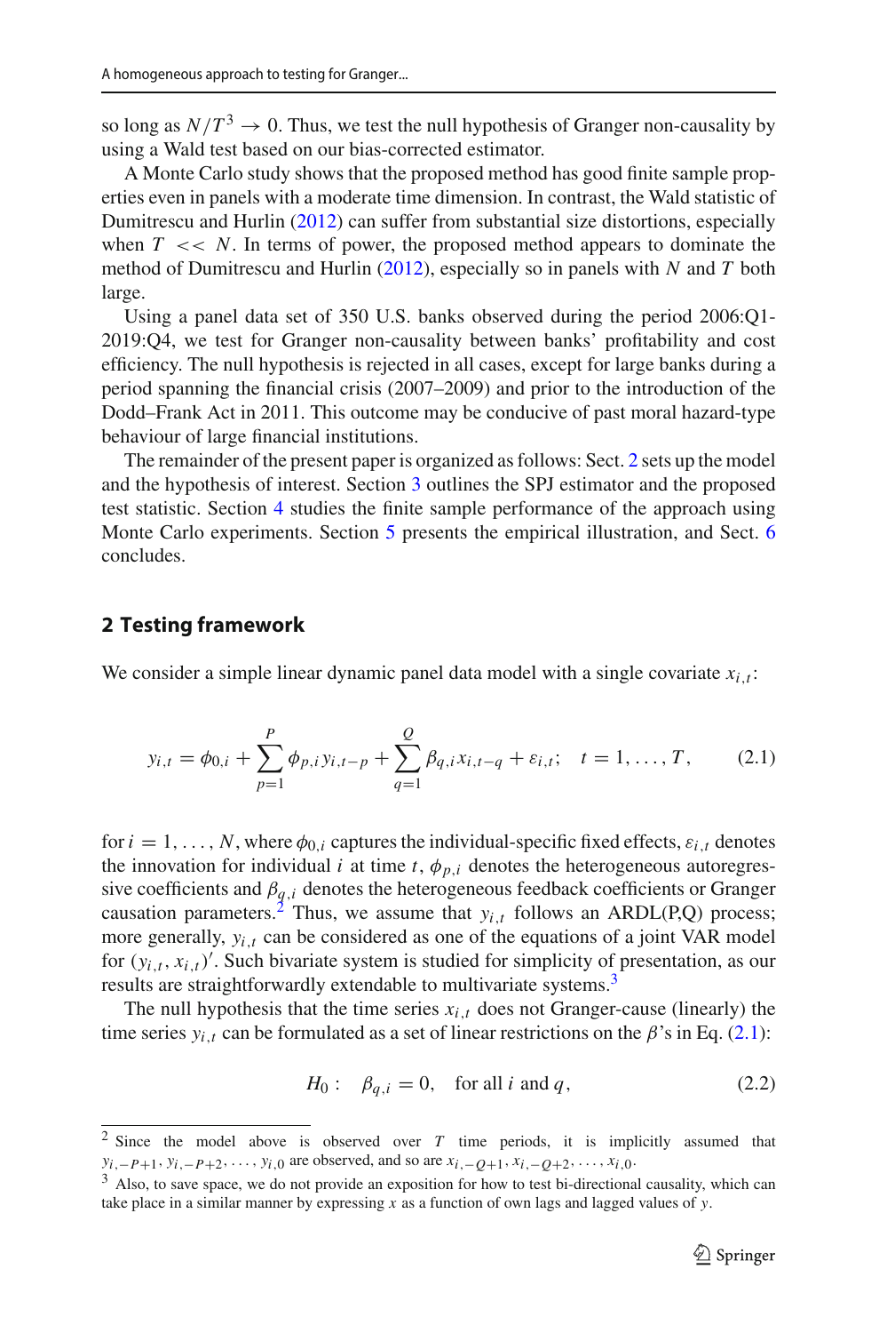so long as $N/T^3 \to 0$. Thus, we test the null hypothesis of Granger non-causality by using a Wald test based on our bias-corrected estimator.

A Monte Carlo study shows that the proposed method has good finite sample properties even in panels with a moderate time dimension. In contrast, the Wald statistic of Dumitrescu and Hurlin (2012) can suffer from substantial size distortions, especially when $T << N$. In terms of power, the proposed method appears to dominate the method of Dumitrescu and Hurlin (2012), especially so in panels with $N$ and $T$ both large.

Using a panel data set of 350 U.S. banks observed during the period 2006:Q1-2019:Q4, we test for Granger non-causality between banks' profitability and cost efficiency. The null hypothesis is rejected in all cases, except for large banks during a period spanning the financial crisis (2007–2009) and prior to the introduction of the Dodd–Frank Act in 2011. This outcome may be conducive of past moral hazard-type behaviour of large financial institutions.

The remainder of the present paper is organized as follows: Sect. 2 sets up the model and the hypothesis of interest. Section 3 outlines the SPJ estimator and the proposed test statistic. Section 4 studies the finite sample performance of the approach using Monte Carlo experiments. Section 5 presents the empirical illustration, and Sect. 6 concludes.

## 2 Testing framework

We consider a simple linear dynamic panel data model with a single covariate $x_{i,t}$:

$$y_{i,t} = \phi_{0,i} + \sum_{p=1}^{P} \phi_{p,i} y_{i,t-p} + \sum_{q=1}^{Q} \beta_{q,i} x_{i,t-q} + \varepsilon_{i,t}; \quad t = 1, \ldots, T, \tag{2.1}$$

for $i = 1, \ldots, N$, where $\phi_{0,i}$ captures the individual-specific fixed effects, $\varepsilon_{i,t}$ denotes the innovation for individual $i$ at time $t$, $\phi_{p,i}$ denotes the heterogeneous autoregressive coefficients and $\beta_{q,i}$ denotes the heterogeneous feedback coefficients or Granger causation parameters.[2] Thus, we assume that $y_{i,t}$ follows an ARDL(P,Q) process; more generally, $y_{i,t}$ can be considered as one of the equations of a joint VAR model for $(y_{i,t}, x_{i,t})'$. Such bivariate system is studied for simplicity of presentation, as our results are straightforwardly extendable to multivariate systems.[3]

The null hypothesis that the time series $x_{i,t}$ does not Granger-cause (linearly) the time series $y_{i,t}$ can be formulated as a set of linear restrictions on the $\beta$'s in Eq. (2.1):

$$H_0: \quad \beta_{q,i} = 0, \quad \text{for all } i \text{ and } q, \tag{2.2}$$

---

[2] Since the model above is observed over $T$ time periods, it is implicitly assumed that $y_{i,-P+1}, y_{i,-P+2}, \ldots, y_{i,0}$ are observed, and so are $x_{i,-Q+1}, x_{i,-Q+2}, \ldots, x_{i,0}$.

[3] Also, to save space, we do not provide an exposition for how to test bi-directional causality, which can take place in a similar manner by expressing $x$ as a function of own lags and lagged values of $y$.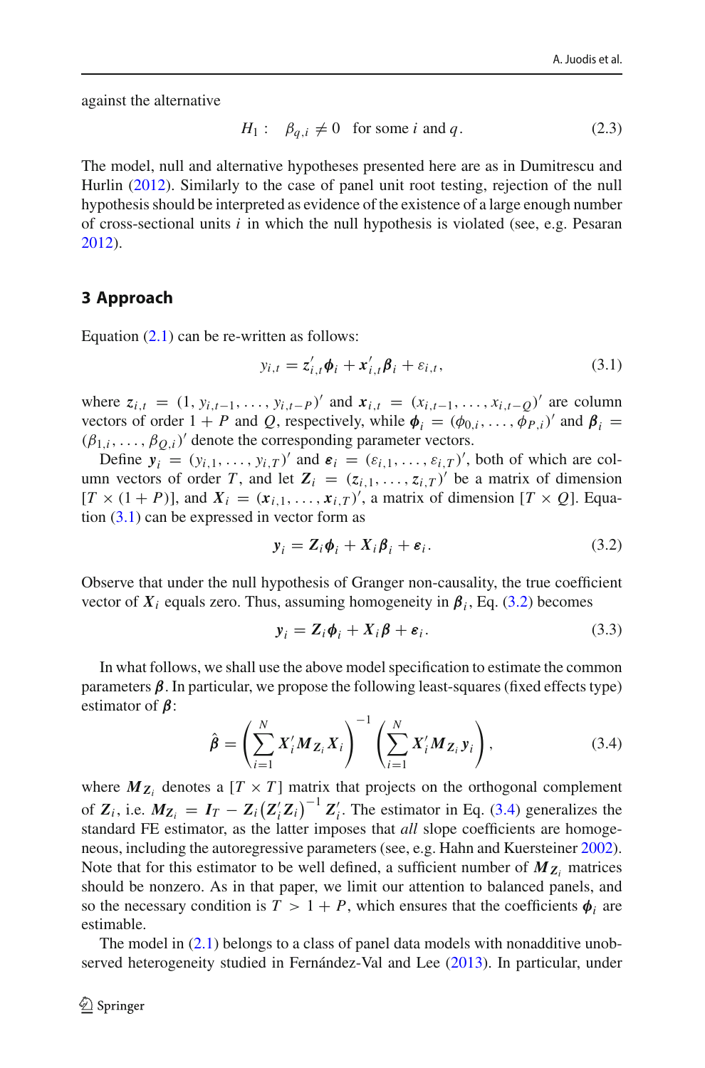against the alternative

$$H_1: \quad \beta_{q,i} \neq 0 \quad \text{for some } i \text{ and } q. \tag{2.3}$$

The model, null and alternative hypotheses presented here are as in Dumitrescu and Hurlin (2012). Similarly to the case of panel unit root testing, rejection of the null hypothesis should be interpreted as evidence of the existence of a large enough number of cross-sectional units $i$ in which the null hypothesis is violated (see, e.g. Pesaran 2012).

## 3 Approach

Equation (2.1) can be re-written as follows:

$$y_{i,t} = \boldsymbol{z}_{i,t}'\boldsymbol{\phi}_i + \boldsymbol{x}_{i,t}'\boldsymbol{\beta}_i + \varepsilon_{i,t}, \tag{3.1}$$

where $\boldsymbol{z}_{i,t} = (1, y_{i,t-1}, \ldots, y_{i,t-P})'$ and $\boldsymbol{x}_{i,t} = (x_{i,t-1}, \ldots, x_{i,t-Q})'$ are column vectors of order $1 + P$ and $Q$, respectively, while $\boldsymbol{\phi}_i = (\phi_{0,i}, \ldots, \phi_{P,i})'$ and $\boldsymbol{\beta}_i = (\beta_{1,i}, \ldots, \beta_{Q,i})'$ denote the corresponding parameter vectors.

Define $\boldsymbol{y}_i = (y_{i,1}, \ldots, y_{i,T})'$ and $\boldsymbol{\varepsilon}_i = (\varepsilon_{i,1}, \ldots, \varepsilon_{i,T})'$, both of which are column vectors of order $T$, and let $\boldsymbol{Z}_i = (\boldsymbol{z}_{i,1}, \ldots, \boldsymbol{z}_{i,T})'$ be a matrix of dimension $[T \times (1 + P)]$, and $\boldsymbol{X}_i = (\boldsymbol{x}_{i,1}, \ldots, \boldsymbol{x}_{i,T})'$, a matrix of dimension $[T \times Q]$. Equation (3.1) can be expressed in vector form as

$$\boldsymbol{y}_i = \boldsymbol{Z}_i\boldsymbol{\phi}_i + \boldsymbol{X}_i\boldsymbol{\beta}_i + \boldsymbol{\varepsilon}_i. \tag{3.2}$$

Observe that under the null hypothesis of Granger non-causality, the true coefficient vector of $\boldsymbol{X}_i$ equals zero. Thus, assuming homogeneity in $\boldsymbol{\beta}_i$, Eq. (3.2) becomes

$$\boldsymbol{y}_i = \boldsymbol{Z}_i\boldsymbol{\phi}_i + \boldsymbol{X}_i\boldsymbol{\beta} + \boldsymbol{\varepsilon}_i. \tag{3.3}$$

In what follows, we shall use the above model specification to estimate the common parameters $\boldsymbol{\beta}$. In particular, we propose the following least-squares (fixed effects type) estimator of $\boldsymbol{\beta}$:

$$\hat{\boldsymbol{\beta}} = \left(\sum_{i=1}^{N} \boldsymbol{X}_i'\boldsymbol{M}_{\boldsymbol{Z}_i}\boldsymbol{X}_i\right)^{-1} \left(\sum_{i=1}^{N} \boldsymbol{X}_i'\boldsymbol{M}_{\boldsymbol{Z}_i}\boldsymbol{y}_i\right), \tag{3.4}$$

where $\boldsymbol{M}_{\boldsymbol{Z}_i}$ denotes a $[T \times T]$ matrix that projects on the orthogonal complement of $\boldsymbol{Z}_i$, i.e. $\boldsymbol{M}_{\boldsymbol{Z}_i} = \boldsymbol{I}_T - \boldsymbol{Z}_i\left(\boldsymbol{Z}_i'\boldsymbol{Z}_i\right)^{-1}\boldsymbol{Z}_i'$. The estimator in Eq. (3.4) generalizes the standard FE estimator, as the latter imposes that *all* slope coefficients are homogeneous, including the autoregressive parameters (see, e.g. Hahn and Kuersteiner 2002). Note that for this estimator to be well defined, a sufficient number of $\boldsymbol{M}_{\boldsymbol{Z}_i}$ matrices should be nonzero. As in that paper, we limit our attention to balanced panels, and so the necessary condition is $T > 1 + P$, which ensures that the coefficients $\boldsymbol{\phi}_i$ are estimable.

The model in (2.1) belongs to a class of panel data models with nonadditive unobserved heterogeneity studied in Fernández-Val and Lee (2013). In particular, under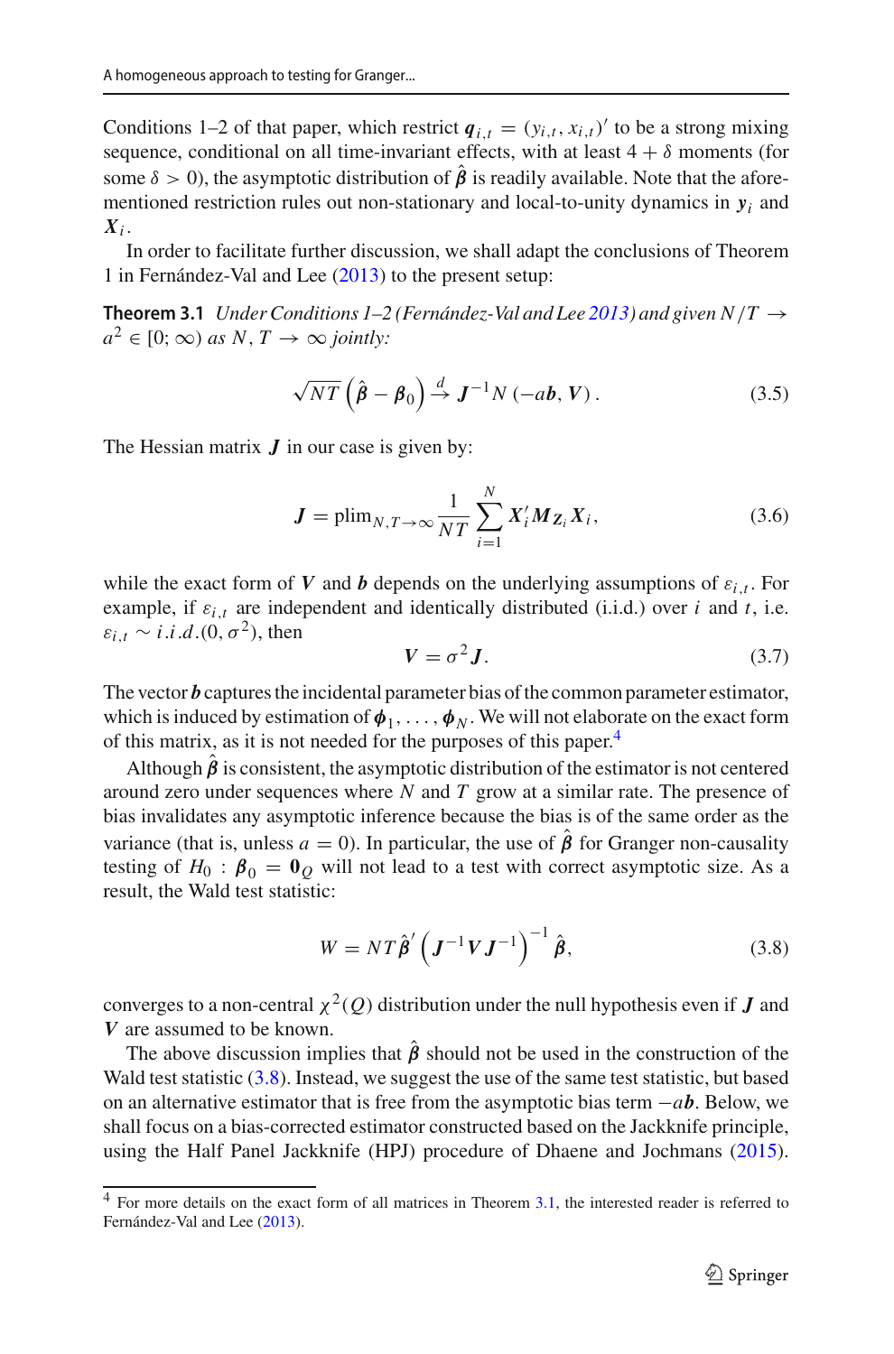Conditions 1–2 of that paper, which restrict $\boldsymbol{q}_{i,t} = (y_{i,t}, x_{i,t})'$ to be a strong mixing sequence, conditional on all time-invariant effects, with at least $4 + \delta$ moments (for some $\delta > 0$), the asymptotic distribution of $\hat{\boldsymbol{\beta}}$ is readily available. Note that the aforementioned restriction rules out non-stationary and local-to-unity dynamics in $\boldsymbol{y}_i$ and $\boldsymbol{X}_i$.

In order to facilitate further discussion, we shall adapt the conclusions of Theorem 1 in Fernández-Val and Lee (2013) to the present setup:

**Theorem 3.1** *Under Conditions 1–2 (Fernández-Val and Lee 2013) and given $N/T \to a^2 \in [0;\infty)$ as $N, T \to \infty$ jointly:*

$$\sqrt{NT}\left(\hat{\boldsymbol{\beta}} - \boldsymbol{\beta}_0\right) \xrightarrow{d} \boldsymbol{J}^{-1} N\left(-a\boldsymbol{b}, \boldsymbol{V}\right). \tag{3.5}$$

The Hessian matrix $\boldsymbol{J}$ in our case is given by:

$$\boldsymbol{J} = \text{plim}_{N,T\to\infty} \frac{1}{NT}\sum_{i=1}^{N} \boldsymbol{X}_i' \boldsymbol{M}_{\boldsymbol{Z}_i} \boldsymbol{X}_i, \tag{3.6}$$

while the exact form of $\boldsymbol{V}$ and $\boldsymbol{b}$ depends on the underlying assumptions of $\varepsilon_{i,t}$. For example, if $\varepsilon_{i,t}$ are independent and identically distributed (i.i.d.) over $i$ and $t$, i.e. $\varepsilon_{i,t} \sim i.i.d.(0, \sigma^2)$, then

$$\boldsymbol{V} = \sigma^2 \boldsymbol{J}. \tag{3.7}$$

The vector $\boldsymbol{b}$ captures the incidental parameter bias of the common parameter estimator, which is induced by estimation of $\boldsymbol{\phi}_1, \ldots, \boldsymbol{\phi}_N$. We will not elaborate on the exact form of this matrix, as it is not needed for the purposes of this paper.[4]

Although $\hat{\boldsymbol{\beta}}$ is consistent, the asymptotic distribution of the estimator is not centered around zero under sequences where $N$ and $T$ grow at a similar rate. The presence of bias invalidates any asymptotic inference because the bias is of the same order as the variance (that is, unless $a = 0$). In particular, the use of $\hat{\boldsymbol{\beta}}$ for Granger non-causality testing of $H_0 : \boldsymbol{\beta}_0 = \boldsymbol{0}_Q$ will not lead to a test with correct asymptotic size. As a result, the Wald test statistic:

$$W = NT\hat{\boldsymbol{\beta}}'\left(\boldsymbol{J}^{-1}\boldsymbol{V}\boldsymbol{J}^{-1}\right)^{-1}\hat{\boldsymbol{\beta}}, \tag{3.8}$$

converges to a non-central $\chi^2(Q)$ distribution under the null hypothesis even if $\boldsymbol{J}$ and $\boldsymbol{V}$ are assumed to be known.

The above discussion implies that $\hat{\boldsymbol{\beta}}$ should not be used in the construction of the Wald test statistic (3.8). Instead, we suggest the use of the same test statistic, but based on an alternative estimator that is free from the asymptotic bias term $-a\boldsymbol{b}$. Below, we shall focus on a bias-corrected estimator constructed based on the Jackknife principle, using the Half Panel Jackknife (HPJ) procedure of Dhaene and Jochmans (2015).

[4] For more details on the exact form of all matrices in Theorem 3.1, the interested reader is referred to Fernández-Val and Lee (2013).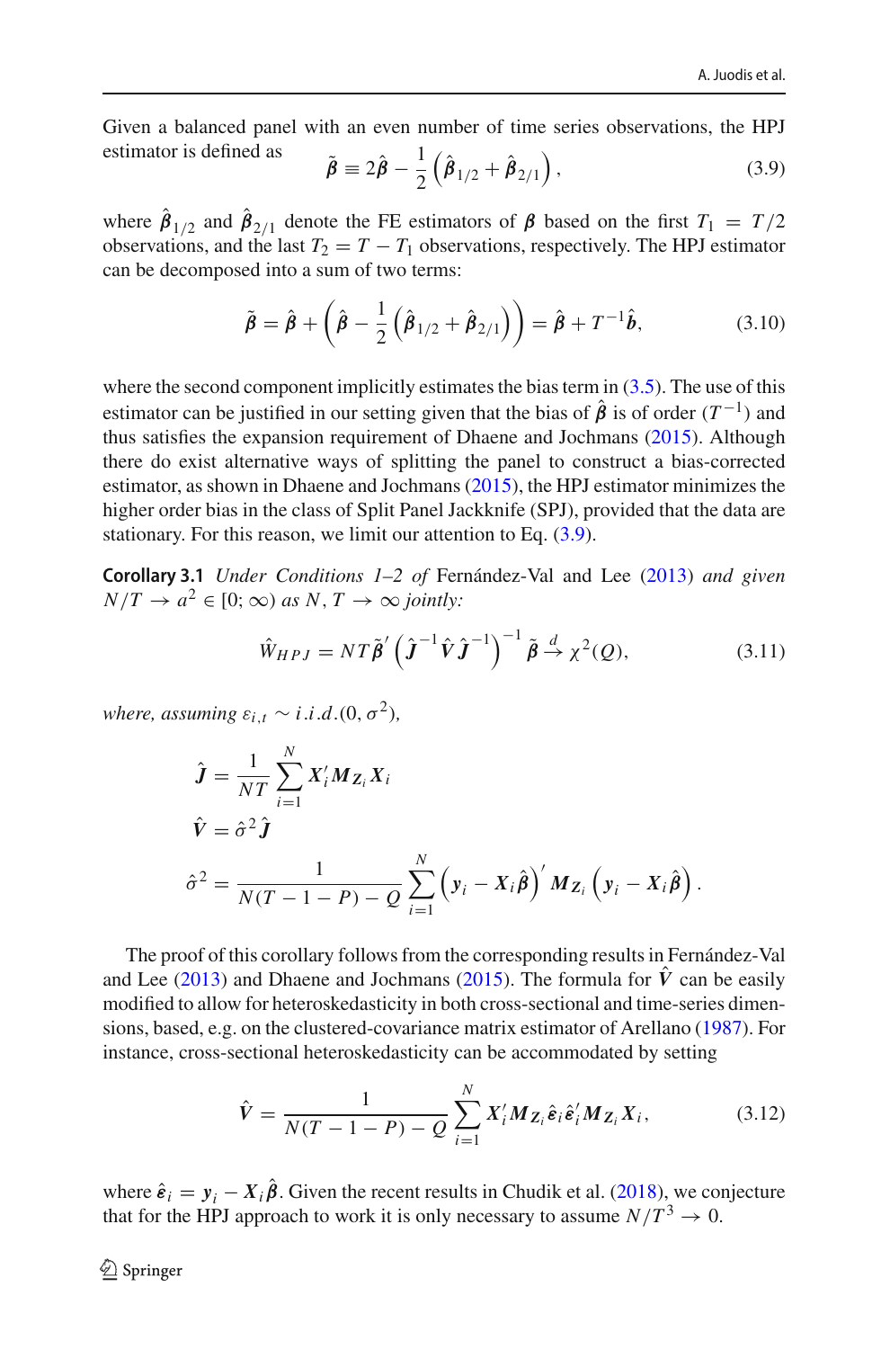Given a balanced panel with an even number of time series observations, the HPJ estimator is defined as

$$\tilde{\boldsymbol{\beta}} \equiv 2\hat{\boldsymbol{\beta}} - \frac{1}{2}\left(\hat{\boldsymbol{\beta}}_{1/2} + \hat{\boldsymbol{\beta}}_{2/1}\right), \tag{3.9}$$

where $\hat{\boldsymbol{\beta}}_{1/2}$ and $\hat{\boldsymbol{\beta}}_{2/1}$ denote the FE estimators of $\boldsymbol{\beta}$ based on the first $T_1 = T/2$ observations, and the last $T_2 = T - T_1$ observations, respectively. The HPJ estimator can be decomposed into a sum of two terms:

$$\tilde{\boldsymbol{\beta}} = \hat{\boldsymbol{\beta}} + \left(\hat{\boldsymbol{\beta}} - \frac{1}{2}\left(\hat{\boldsymbol{\beta}}_{1/2} + \hat{\boldsymbol{\beta}}_{2/1}\right)\right) = \hat{\boldsymbol{\beta}} + T^{-1}\hat{\boldsymbol{b}}, \tag{3.10}$$

where the second component implicitly estimates the bias term in (3.5). The use of this estimator can be justified in our setting given that the bias of $\hat{\boldsymbol{\beta}}$ is of order $(T^{-1})$ and thus satisfies the expansion requirement of Dhaene and Jochmans (2015). Although there do exist alternative ways of splitting the panel to construct a bias-corrected estimator, as shown in Dhaene and Jochmans (2015), the HPJ estimator minimizes the higher order bias in the class of Split Panel Jackknife (SPJ), provided that the data are stationary. For this reason, we limit our attention to Eq. (3.9).

**Corollary 3.1** *Under Conditions 1–2 of* Fernández-Val and Lee (2013) *and given* $N/T \to a^2 \in [0; \infty)$ *as* $N, T \to \infty$ *jointly:*

$$\hat{W}_{HPJ} = NT\tilde{\boldsymbol{\beta}}'\left(\hat{\boldsymbol{J}}^{-1}\hat{\boldsymbol{V}}\hat{\boldsymbol{J}}^{-1}\right)^{-1}\tilde{\boldsymbol{\beta}} \xrightarrow{d} \chi^2(Q), \tag{3.11}$$

*where, assuming* $\varepsilon_{i,t} \sim i.i.d.(0, \sigma^2)$*,*

$$\hat{\boldsymbol{J}} = \frac{1}{NT}\sum_{i=1}^{N}\boldsymbol{X}_i'\boldsymbol{M}_{\boldsymbol{Z}_i}\boldsymbol{X}_i$$

$$\hat{\boldsymbol{V}} = \hat{\sigma}^2\hat{\boldsymbol{J}}$$

$$\hat{\sigma}^2 = \frac{1}{N(T-1-P)-Q}\sum_{i=1}^{N}\left(\boldsymbol{y}_i - \boldsymbol{X}_i\hat{\boldsymbol{\beta}}\right)'\boldsymbol{M}_{\boldsymbol{Z}_i}\left(\boldsymbol{y}_i - \boldsymbol{X}_i\hat{\boldsymbol{\beta}}\right).$$

The proof of this corollary follows from the corresponding results in Fernández-Val and Lee (2013) and Dhaene and Jochmans (2015). The formula for $\hat{\boldsymbol{V}}$ can be easily modified to allow for heteroskedasticity in both cross-sectional and time-series dimensions, based, e.g. on the clustered-covariance matrix estimator of Arellano (1987). For instance, cross-sectional heteroskedasticity can be accommodated by setting

$$\hat{\boldsymbol{V}} = \frac{1}{N(T-1-P)-Q}\sum_{i=1}^{N}\boldsymbol{X}_i'\boldsymbol{M}_{\boldsymbol{Z}_i}\hat{\boldsymbol{\varepsilon}}_i\hat{\boldsymbol{\varepsilon}}_i'\boldsymbol{M}_{\boldsymbol{Z}_i}\boldsymbol{X}_i, \tag{3.12}$$

where $\hat{\boldsymbol{\varepsilon}}_i = \boldsymbol{y}_i - \boldsymbol{X}_i\hat{\boldsymbol{\beta}}$. Given the recent results in Chudik et al. (2018), we conjecture that for the HPJ approach to work it is only necessary to assume $N/T^3 \to 0$.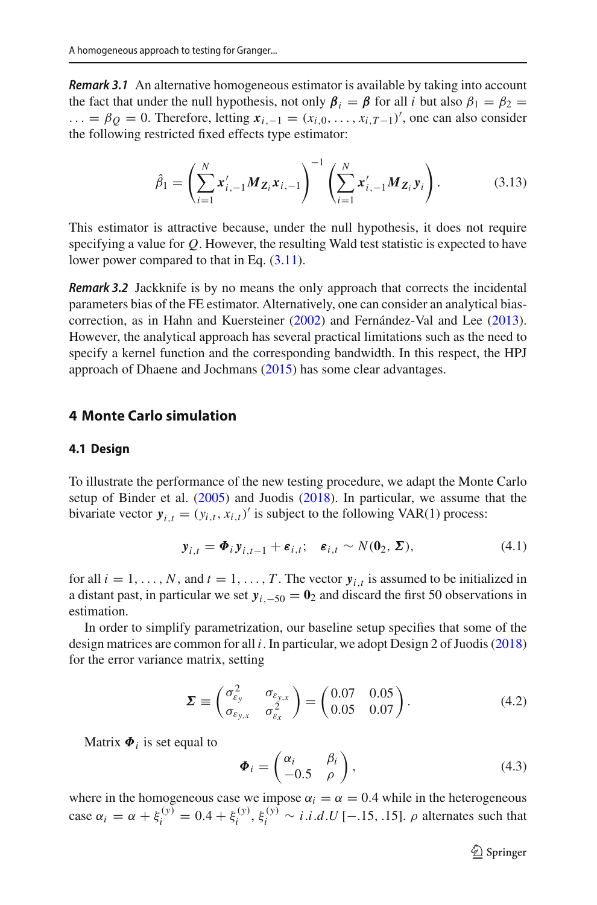***Remark 3.1*** An alternative homogeneous estimator is available by taking into account the fact that under the null hypothesis, not only $\boldsymbol{\beta}_i = \boldsymbol{\beta}$ for all $i$ but also $\beta_1 = \beta_2 = \ldots = \beta_Q = 0$. Therefore, letting $\boldsymbol{x}_{i,-1} = (x_{i,0}, \ldots, x_{i,T-1})'$, one can also consider the following restricted fixed effects type estimator:

$$\hat{\beta}_1 = \left( \sum_{i=1}^{N} \boldsymbol{x}'_{i,-1} \boldsymbol{M}_{\boldsymbol{Z}_i} \boldsymbol{x}_{i,-1} \right)^{-1} \left( \sum_{i=1}^{N} \boldsymbol{x}'_{i,-1} \boldsymbol{M}_{\boldsymbol{Z}_i} \boldsymbol{y}_i \right). \tag{3.13}$$

This estimator is attractive because, under the null hypothesis, it does not require specifying a value for $Q$. However, the resulting Wald test statistic is expected to have lower power compared to that in Eq. (3.11).

***Remark 3.2*** Jackknife is by no means the only approach that corrects the incidental parameters bias of the FE estimator. Alternatively, one can consider an analytical bias-correction, as in Hahn and Kuersteiner (2002) and Fernández-Val and Lee (2013). However, the analytical approach has several practical limitations such as the need to specify a kernel function and the corresponding bandwidth. In this respect, the HPJ approach of Dhaene and Jochmans (2015) has some clear advantages.

## 4 Monte Carlo simulation

### 4.1 Design

To illustrate the performance of the new testing procedure, we adapt the Monte Carlo setup of Binder et al. (2005) and Juodis (2018). In particular, we assume that the bivariate vector $\boldsymbol{y}_{i,t} = (y_{i,t}, x_{i,t})'$ is subject to the following VAR(1) process:

$$\boldsymbol{y}_{i,t} = \boldsymbol{\Phi}_i \boldsymbol{y}_{i,t-1} + \boldsymbol{\varepsilon}_{i,t}; \quad \boldsymbol{\varepsilon}_{i,t} \sim N(\boldsymbol{0}_2, \boldsymbol{\Sigma}), \tag{4.1}$$

for all $i = 1, \ldots, N$, and $t = 1, \ldots, T$. The vector $\boldsymbol{y}_{i,t}$ is assumed to be initialized in a distant past, in particular we set $\boldsymbol{y}_{i,-50} = \boldsymbol{0}_2$ and discard the first 50 observations in estimation.

In order to simplify parametrization, our baseline setup specifies that some of the design matrices are common for all $i$. In particular, we adopt Design 2 of Juodis (2018) for the error variance matrix, setting

$$\boldsymbol{\Sigma} \equiv \begin{pmatrix} \sigma^2_{\varepsilon_y} & \sigma_{\varepsilon_{y,x}} \\ \sigma_{\varepsilon_{y,x}} & \sigma^2_{\varepsilon_x} \end{pmatrix} = \begin{pmatrix} 0.07 & 0.05 \\ 0.05 & 0.07 \end{pmatrix}. \tag{4.2}$$

Matrix $\boldsymbol{\Phi}_i$ is set equal to

$$\boldsymbol{\Phi}_i = \begin{pmatrix} \alpha_i & \beta_i \\ -0.5 & \rho \end{pmatrix}, \tag{4.3}$$

where in the homogeneous case we impose $\alpha_i = \alpha = 0.4$ while in the heterogeneous case $\alpha_i = \alpha + \xi_i^{(y)} = 0.4 + \xi_i^{(y)}$, $\xi_i^{(y)} \sim i.i.d.U\,[-.15, .15]$. $\rho$ alternates such that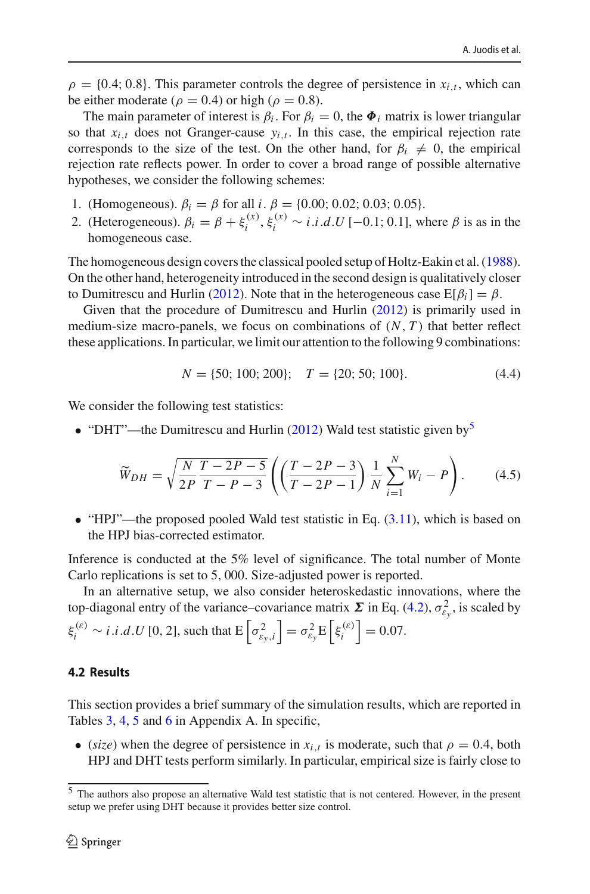$\rho = \{0.4; 0.8\}$. This parameter controls the degree of persistence in $x_{i,t}$, which can be either moderate ($\rho = 0.4$) or high ($\rho = 0.8$).

The main parameter of interest is $\beta_i$. For $\beta_i = 0$, the $\boldsymbol{\Phi}_i$ matrix is lower triangular so that $x_{i,t}$ does not Granger-cause $y_{i,t}$. In this case, the empirical rejection rate corresponds to the size of the test. On the other hand, for $\beta_i \neq 0$, the empirical rejection rate reflects power. In order to cover a broad range of possible alternative hypotheses, we consider the following schemes:

1. (Homogeneous). $\beta_i = \beta$ for all $i$. $\beta = \{0.00; 0.02; 0.03; 0.05\}$.
2. (Heterogeneous). $\beta_i = \beta + \xi_i^{(x)}$, $\xi_i^{(x)} \sim i.i.d.U\,[-0.1; 0.1]$, where $\beta$ is as in the homogeneous case.

The homogeneous design covers the classical pooled setup of Holtz-Eakin et al. (1988). On the other hand, heterogeneity introduced in the second design is qualitatively closer to Dumitrescu and Hurlin (2012). Note that in the heterogeneous case $\mathrm{E}[\beta_i] = \beta$.

Given that the procedure of Dumitrescu and Hurlin (2012) is primarily used in medium-size macro-panels, we focus on combinations of $(N, T)$ that better reflect these applications. In particular, we limit our attention to the following 9 combinations:

$$N = \{50; 100; 200\}; \quad T = \{20; 50; 100\}. \tag{4.4}$$

We consider the following test statistics:

- "DHT"—the Dumitrescu and Hurlin (2012) Wald test statistic given by[5]

$$\widetilde{W}_{DH} = \sqrt{\frac{N}{2P}\frac{T-2P-5}{T-P-3}}\left(\left(\frac{T-2P-3}{T-2P-1}\right)\frac{1}{N}\sum_{i=1}^{N}W_i - P\right). \tag{4.5}$$

- "HPJ"—the proposed pooled Wald test statistic in Eq. (3.11), which is based on the HPJ bias-corrected estimator.

Inference is conducted at the 5% level of significance. The total number of Monte Carlo replications is set to 5,000. Size-adjusted power is reported.

In an alternative setup, we also consider heteroskedastic innovations, where the top-diagonal entry of the variance–covariance matrix $\boldsymbol{\Sigma}$ in Eq. (4.2), $\sigma^2_{\varepsilon_y}$, is scaled by $\xi_i^{(\varepsilon)} \sim i.i.d.U\,[0, 2]$, such that $\mathrm{E}\left[\sigma^2_{\varepsilon_y,i}\right] = \sigma^2_{\varepsilon_y}\mathrm{E}\left[\xi_i^{(\varepsilon)}\right] = 0.07$.

### 4.2 Results

This section provides a brief summary of the simulation results, which are reported in Tables 3, 4, 5 and 6 in Appendix A. In specific,

- (*size*) when the degree of persistence in $x_{i,t}$ is moderate, such that $\rho = 0.4$, both HPJ and DHT tests perform similarly. In particular, empirical size is fairly close to

[5] The authors also propose an alternative Wald test statistic that is not centered. However, in the present setup we prefer using DHT because it provides better size control.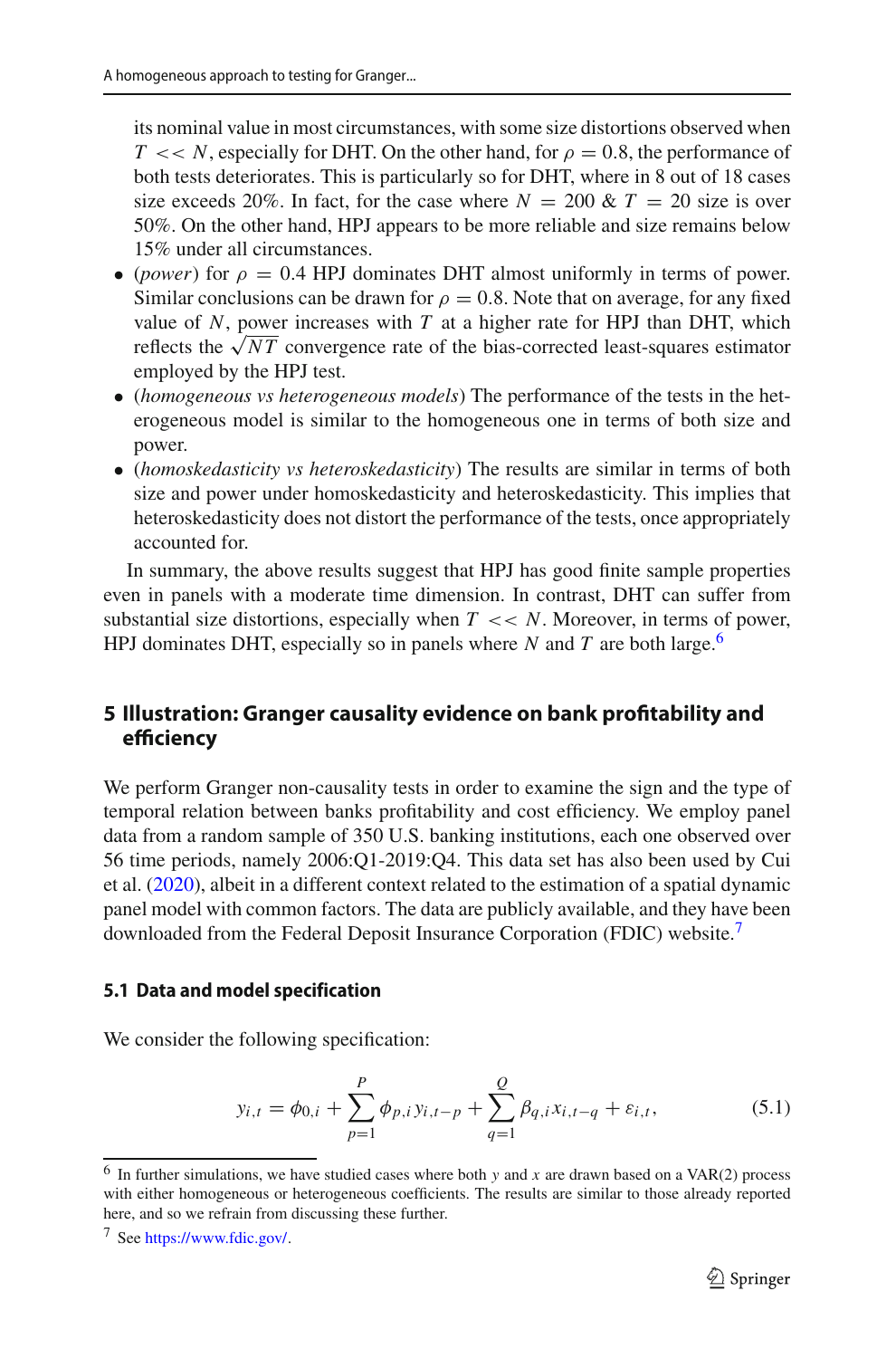its nominal value in most circumstances, with some size distortions observed when $T << N$, especially for DHT. On the other hand, for $\rho = 0.8$, the performance of both tests deteriorates. This is particularly so for DHT, where in 8 out of 18 cases size exceeds 20%. In fact, for the case where $N = 200$ & $T = 20$ size is over 50%. On the other hand, HPJ appears to be more reliable and size remains below 15% under all circumstances.

- (*power*) for $\rho = 0.4$ HPJ dominates DHT almost uniformly in terms of power. Similar conclusions can be drawn for $\rho = 0.8$. Note that on average, for any fixed value of $N$, power increases with $T$ at a higher rate for HPJ than DHT, which reflects the $\sqrt{NT}$ convergence rate of the bias-corrected least-squares estimator employed by the HPJ test.
- (*homogeneous vs heterogeneous models*) The performance of the tests in the heterogeneous model is similar to the homogeneous one in terms of both size and power.
- (*homoskedasticity vs heteroskedasticity*) The results are similar in terms of both size and power under homoskedasticity and heteroskedasticity. This implies that heteroskedasticity does not distort the performance of the tests, once appropriately accounted for.

In summary, the above results suggest that HPJ has good finite sample properties even in panels with a moderate time dimension. In contrast, DHT can suffer from substantial size distortions, especially when $T << N$. Moreover, in terms of power, HPJ dominates DHT, especially so in panels where $N$ and $T$ are both large.[6]

## 5 Illustration: Granger causality evidence on bank profitability and efficiency

We perform Granger non-causality tests in order to examine the sign and the type of temporal relation between banks profitability and cost efficiency. We employ panel data from a random sample of 350 U.S. banking institutions, each one observed over 56 time periods, namely 2006:Q1-2019:Q4. This data set has also been used by Cui et al. (2020), albeit in a different context related to the estimation of a spatial dynamic panel model with common factors. The data are publicly available, and they have been downloaded from the Federal Deposit Insurance Corporation (FDIC) website.[7]

### 5.1 Data and model specification

We consider the following specification:

$$y_{i,t} = \phi_{0,i} + \sum_{p=1}^{P} \phi_{p,i} y_{i,t-p} + \sum_{q=1}^{Q} \beta_{q,i} x_{i,t-q} + \varepsilon_{i,t}, \tag{5.1}$$

[6] In further simulations, we have studied cases where both $y$ and $x$ are drawn based on a VAR(2) process with either homogeneous or heterogeneous coefficients. The results are similar to those already reported here, and so we refrain from discussing these further.

[7] See https://www.fdic.gov/.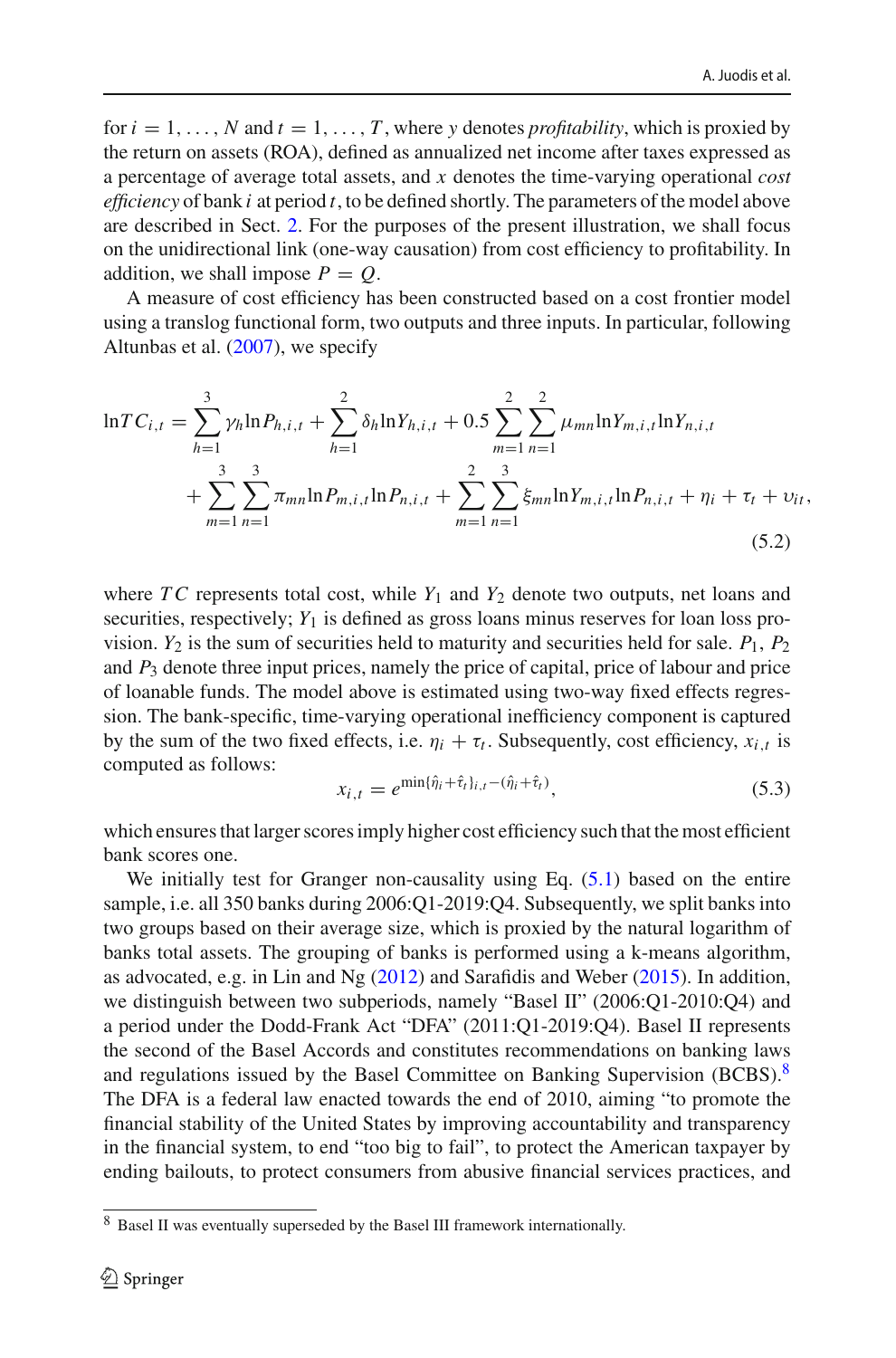for $i = 1, \ldots, N$ and $t = 1, \ldots, T$, where $y$ denotes *profitability*, which is proxied by the return on assets (ROA), defined as annualized net income after taxes expressed as a percentage of average total assets, and $x$ denotes the time-varying operational *cost efficiency* of bank $i$ at period $t$, to be defined shortly. The parameters of the model above are described in Sect. 2. For the purposes of the present illustration, we shall focus on the unidirectional link (one-way causation) from cost efficiency to profitability. In addition, we shall impose $P = Q$.

A measure of cost efficiency has been constructed based on a cost frontier model using a translog functional form, two outputs and three inputs. In particular, following Altunbas et al. (2007), we specify

$$
\begin{aligned}
\ln TC_{i,t} = & \sum_{h=1}^{3} \gamma_h \ln P_{h,i,t} + \sum_{h=1}^{2} \delta_h \ln Y_{h,i,t} + 0.5 \sum_{m=1}^{2} \sum_{n=1}^{2} \mu_{mn} \ln Y_{m,i,t} \ln Y_{n,i,t} \\
& + \sum_{m=1}^{3} \sum_{n=1}^{3} \pi_{mn} \ln P_{m,i,t} \ln P_{n,i,t} + \sum_{m=1}^{2} \sum_{n=1}^{3} \xi_{mn} \ln Y_{m,i,t} \ln P_{n,i,t} + \eta_i + \tau_t + \upsilon_{it},
\end{aligned}
\tag{5.2}
$$

where $TC$ represents total cost, while $Y_1$ and $Y_2$ denote two outputs, net loans and securities, respectively; $Y_1$ is defined as gross loans minus reserves for loan loss provision. $Y_2$ is the sum of securities held to maturity and securities held for sale. $P_1$, $P_2$ and $P_3$ denote three input prices, namely the price of capital, price of labour and price of loanable funds. The model above is estimated using two-way fixed effects regression. The bank-specific, time-varying operational inefficiency component is captured by the sum of the two fixed effects, i.e. $\eta_i + \tau_t$. Subsequently, cost efficiency, $x_{i,t}$ is computed as follows:

$$
x_{i,t} = e^{\min\{\hat{\eta}_i + \hat{\tau}_t\}_{i,t} - (\hat{\eta}_i + \hat{\tau}_t)},
\tag{5.3}
$$

which ensures that larger scores imply higher cost efficiency such that the most efficient bank scores one.

We initially test for Granger non-causality using Eq. (5.1) based on the entire sample, i.e. all 350 banks during 2006:Q1-2019:Q4. Subsequently, we split banks into two groups based on their average size, which is proxied by the natural logarithm of banks total assets. The grouping of banks is performed using a k-means algorithm, as advocated, e.g. in Lin and Ng (2012) and Sarafidis and Weber (2015). In addition, we distinguish between two subperiods, namely "Basel II" (2006:Q1-2010:Q4) and a period under the Dodd-Frank Act "DFA" (2011:Q1-2019:Q4). Basel II represents the second of the Basel Accords and constitutes recommendations on banking laws and regulations issued by the Basel Committee on Banking Supervision (BCBS).[8] The DFA is a federal law enacted towards the end of 2010, aiming "to promote the financial stability of the United States by improving accountability and transparency in the financial system, to end "too big to fail", to protect the American taxpayer by ending bailouts, to protect consumers from abusive financial services practices, and

[8] Basel II was eventually superseded by the Basel III framework internationally.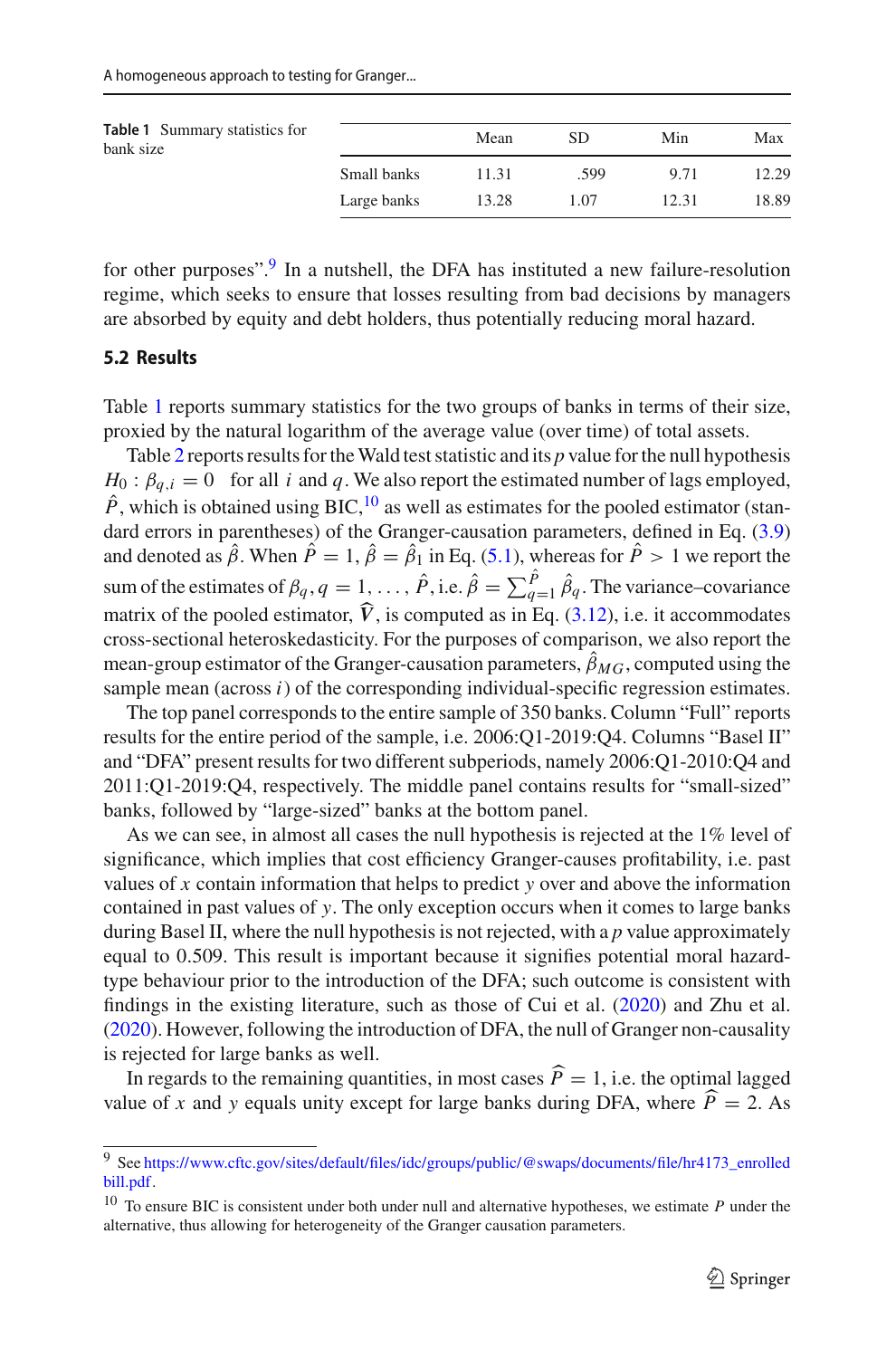**Table 1** Summary statistics for bank size

| | Mean | SD | Min | Max |
|---|---|---|---|---|
| Small banks | 11.31 | .599 | 9.71 | 12.29 |
| Large banks | 13.28 | 1.07 | 12.31 | 18.89 |

for other purposes".[9] In a nutshell, the DFA has instituted a new failure-resolution regime, which seeks to ensure that losses resulting from bad decisions by managers are absorbed by equity and debt holders, thus potentially reducing moral hazard.

### 5.2 Results

Table 1 reports summary statistics for the two groups of banks in terms of their size, proxied by the natural logarithm of the average value (over time) of total assets.

Table 2 reports results for the Wald test statistic and its $p$ value for the null hypothesis $H_0 : \beta_{q,i} = 0$ for all $i$ and $q$. We also report the estimated number of lags employed, $\hat{P}$, which is obtained using BIC,[10] as well as estimates for the pooled estimator (standard errors in parentheses) of the Granger-causation parameters, defined in Eq. (3.9) and denoted as $\hat{\beta}$. When $\hat{P} = 1$, $\hat{\beta} = \hat{\beta}_1$ in Eq. (5.1), whereas for $\hat{P} > 1$ we report the sum of the estimates of $\beta_q, q = 1, \ldots, \hat{P}$, i.e. $\hat{\beta} = \sum_{q=1}^{\hat{P}} \hat{\beta}_q$. The variance–covariance matrix of the pooled estimator, $\widehat{V}$, is computed as in Eq. (3.12), i.e. it accommodates cross-sectional heteroskedasticity. For the purposes of comparison, we also report the mean-group estimator of the Granger-causation parameters, $\hat{\beta}_{MG}$, computed using the sample mean (across $i$) of the corresponding individual-specific regression estimates.

The top panel corresponds to the entire sample of 350 banks. Column "Full" reports results for the entire period of the sample, i.e. 2006:Q1-2019:Q4. Columns "Basel II" and "DFA" present results for two different subperiods, namely 2006:Q1-2010:Q4 and 2011:Q1-2019:Q4, respectively. The middle panel contains results for "small-sized" banks, followed by "large-sized" banks at the bottom panel.

As we can see, in almost all cases the null hypothesis is rejected at the 1% level of significance, which implies that cost efficiency Granger-causes profitability, i.e. past values of $x$ contain information that helps to predict $y$ over and above the information contained in past values of $y$. The only exception occurs when it comes to large banks during Basel II, where the null hypothesis is not rejected, with a $p$ value approximately equal to 0.509. This result is important because it signifies potential moral hazard-type behaviour prior to the introduction of the DFA; such outcome is consistent with findings in the existing literature, such as those of Cui et al. (2020) and Zhu et al. (2020). However, following the introduction of DFA, the null of Granger non-causality is rejected for large banks as well.

In regards to the remaining quantities, in most cases $\widehat{P} = 1$, i.e. the optimal lagged value of $x$ and $y$ equals unity except for large banks during DFA, where $\widehat{P} = 2$. As

---

[9] See https://www.cftc.gov/sites/default/files/idc/groups/public/@swaps/documents/file/hr4173_enrolledbill.pdf.

[10] To ensure BIC is consistent under both under null and alternative hypotheses, we estimate $P$ under the alternative, thus allowing for heterogeneity of the Granger causation parameters.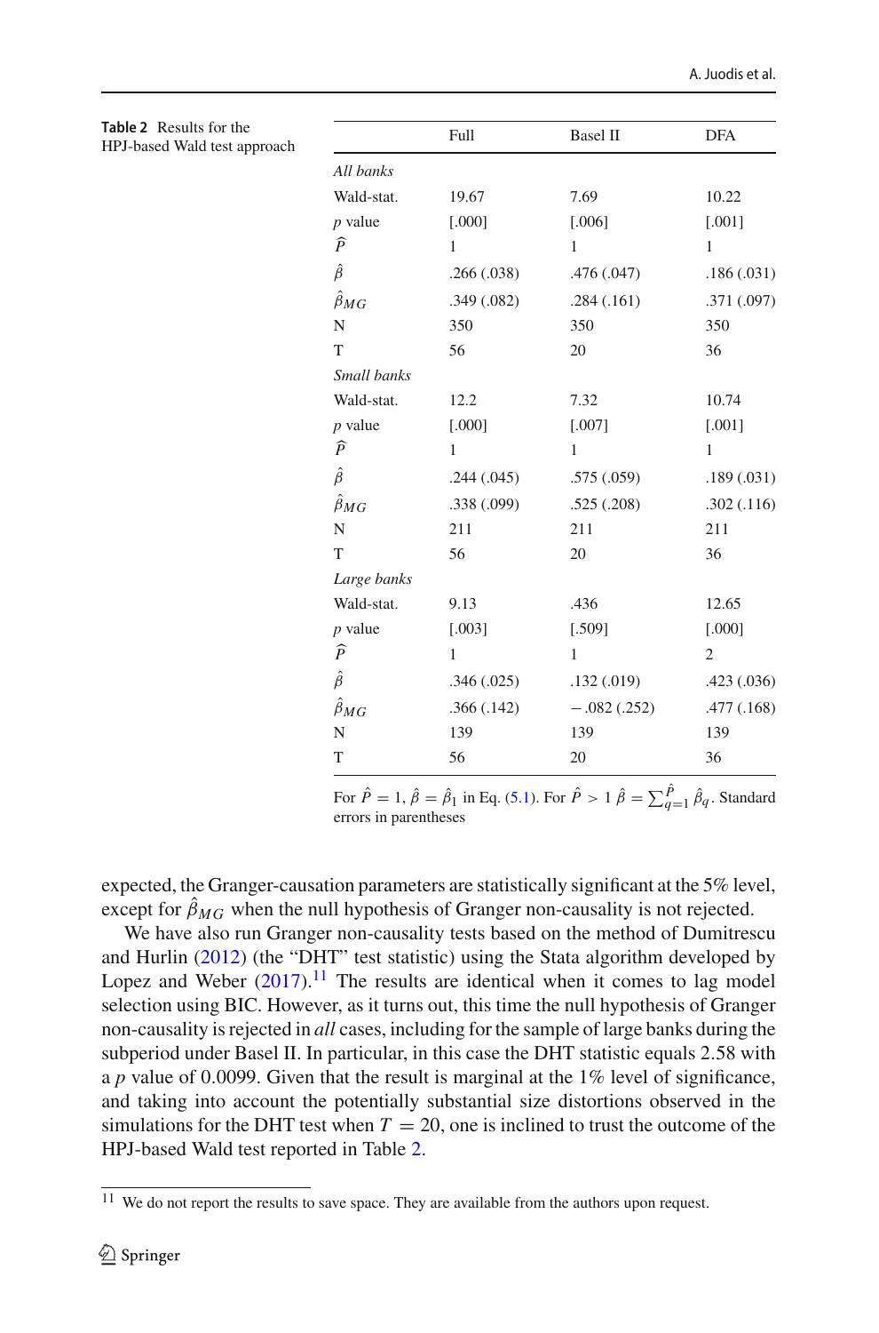**Table 2** Results for the HPJ-based Wald test approach

| | Full | Basel II | DFA |
|---|---|---|---|
| *All banks* | | | |
| Wald-stat. | 19.67 | 7.69 | 10.22 |
| $p$ value | [.000] | [.006] | [.001] |
| $\widehat{P}$ | 1 | 1 | 1 |
| $\hat{\beta}$ | .266 (.038) | .476 (.047) | .186 (.031) |
| $\hat{\beta}_{MG}$ | .349 (.082) | .284 (.161) | .371 (.097) |
| N | 350 | 350 | 350 |
| T | 56 | 20 | 36 |
| *Small banks* | | | |
| Wald-stat. | 12.2 | 7.32 | 10.74 |
| $p$ value | [.000] | [.007] | [.001] |
| $\widehat{P}$ | 1 | 1 | 1 |
| $\hat{\beta}$ | .244 (.045) | .575 (.059) | .189 (.031) |
| $\hat{\beta}_{MG}$ | .338 (.099) | .525 (.208) | .302 (.116) |
| N | 211 | 211 | 211 |
| T | 56 | 20 | 36 |
| *Large banks* | | | |
| Wald-stat. | 9.13 | .436 | 12.65 |
| $p$ value | [.003] | [.509] | [.000] |
| $\widehat{P}$ | 1 | 1 | 2 |
| $\hat{\beta}$ | .346 (.025) | .132 (.019) | .423 (.036) |
| $\hat{\beta}_{MG}$ | .366 (.142) | −.082 (.252) | .477 (.168) |
| N | 139 | 139 | 139 |
| T | 56 | 20 | 36 |

For $\hat{P} = 1$, $\hat{\beta} = \hat{\beta}_1$ in Eq. (5.1). For $\hat{P} > 1$ $\hat{\beta} = \sum_{q=1}^{\hat{P}} \hat{\beta}_q$. Standard errors in parentheses

expected, the Granger-causation parameters are statistically significant at the 5% level, except for $\hat{\beta}_{MG}$ when the null hypothesis of Granger non-causality is not rejected.

We have also run Granger non-causality tests based on the method of Dumitrescu and Hurlin (2012) (the "DHT" test statistic) using the Stata algorithm developed by Lopez and Weber (2017).[11] The results are identical when it comes to lag model selection using BIC. However, as it turns out, this time the null hypothesis of Granger non-causality is rejected in *all* cases, including for the sample of large banks during the subperiod under Basel II. In particular, in this case the DHT statistic equals 2.58 with a $p$ value of 0.0099. Given that the result is marginal at the 1% level of significance, and taking into account the potentially substantial size distortions observed in the simulations for the DHT test when $T = 20$, one is inclined to trust the outcome of the HPJ-based Wald test reported in Table 2.

[11] We do not report the results to save space. They are available from the authors upon request.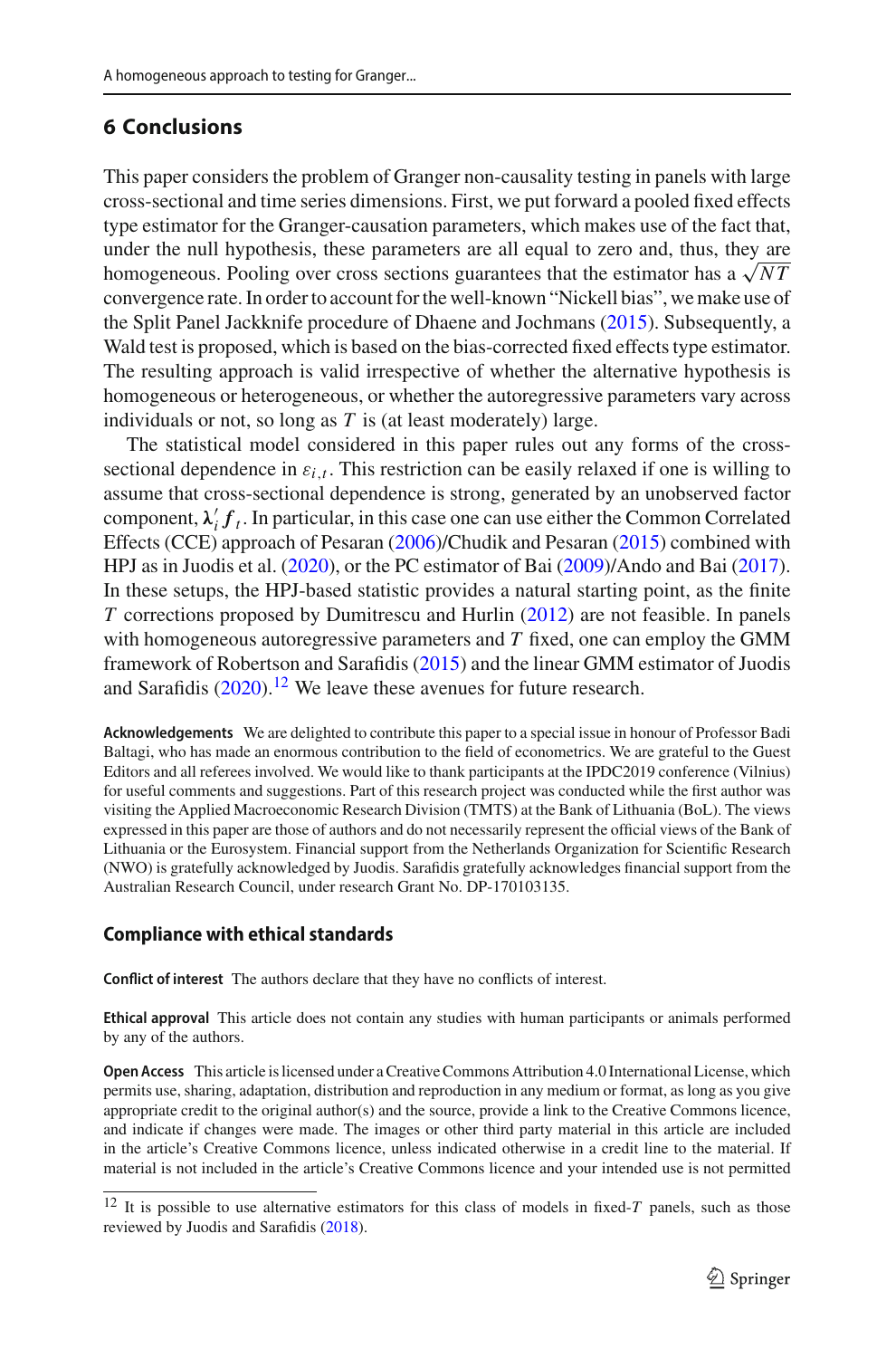## 6 Conclusions

This paper considers the problem of Granger non-causality testing in panels with large cross-sectional and time series dimensions. First, we put forward a pooled fixed effects type estimator for the Granger-causation parameters, which makes use of the fact that, under the null hypothesis, these parameters are all equal to zero and, thus, they are homogeneous. Pooling over cross sections guarantees that the estimator has a $\sqrt{NT}$ convergence rate. In order to account for the well-known "Nickell bias", we make use of the Split Panel Jackknife procedure of Dhaene and Jochmans (2015). Subsequently, a Wald test is proposed, which is based on the bias-corrected fixed effects type estimator. The resulting approach is valid irrespective of whether the alternative hypothesis is homogeneous or heterogeneous, or whether the autoregressive parameters vary across individuals or not, so long as $T$ is (at least moderately) large.

The statistical model considered in this paper rules out any forms of the cross-sectional dependence in $\varepsilon_{i,t}$. This restriction can be easily relaxed if one is willing to assume that cross-sectional dependence is strong, generated by an unobserved factor component, $\boldsymbol{\lambda}_i' \boldsymbol{f}_t$. In particular, in this case one can use either the Common Correlated Effects (CCE) approach of Pesaran (2006)/Chudik and Pesaran (2015) combined with HPJ as in Juodis et al. (2020), or the PC estimator of Bai (2009)/Ando and Bai (2017). In these setups, the HPJ-based statistic provides a natural starting point, as the finite $T$ corrections proposed by Dumitrescu and Hurlin (2012) are not feasible. In panels with homogeneous autoregressive parameters and $T$ fixed, one can employ the GMM framework of Robertson and Sarafidis (2015) and the linear GMM estimator of Juodis and Sarafidis (2020).[12] We leave these avenues for future research.

**Acknowledgements** We are delighted to contribute this paper to a special issue in honour of Professor Badi Baltagi, who has made an enormous contribution to the field of econometrics. We are grateful to the Guest Editors and all referees involved. We would like to thank participants at the IPDC2019 conference (Vilnius) for useful comments and suggestions. Part of this research project was conducted while the first author was visiting the Applied Macroeconomic Research Division (TMTS) at the Bank of Lithuania (BoL). The views expressed in this paper are those of authors and do not necessarily represent the official views of the Bank of Lithuania or the Eurosystem. Financial support from the Netherlands Organization for Scientific Research (NWO) is gratefully acknowledged by Juodis. Sarafidis gratefully acknowledges financial support from the Australian Research Council, under research Grant No. DP-170103135.

### Compliance with ethical standards

**Conflict of interest** The authors declare that they have no conflicts of interest.

**Ethical approval** This article does not contain any studies with human participants or animals performed by any of the authors.

**Open Access** This article is licensed under a Creative Commons Attribution 4.0 International License, which permits use, sharing, adaptation, distribution and reproduction in any medium or format, as long as you give appropriate credit to the original author(s) and the source, provide a link to the Creative Commons licence, and indicate if changes were made. The images or other third party material in this article are included in the article's Creative Commons licence, unless indicated otherwise in a credit line to the material. If material is not included in the article's Creative Commons licence and your intended use is not permitted

[12] It is possible to use alternative estimators for this class of models in fixed-$T$ panels, such as those reviewed by Juodis and Sarafidis (2018).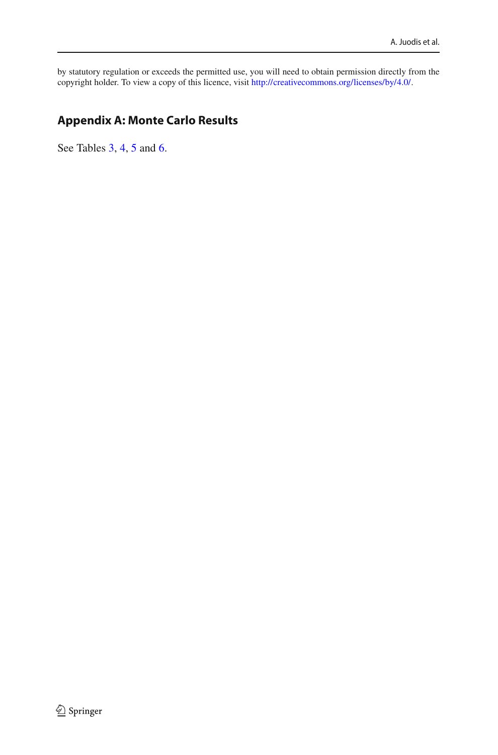by statutory regulation or exceeds the permitted use, you will need to obtain permission directly from the copyright holder. To view a copy of this licence, visit http://creativecommons.org/licenses/by/4.0/.

## Appendix A: Monte Carlo Results

See Tables 3, 4, 5 and 6.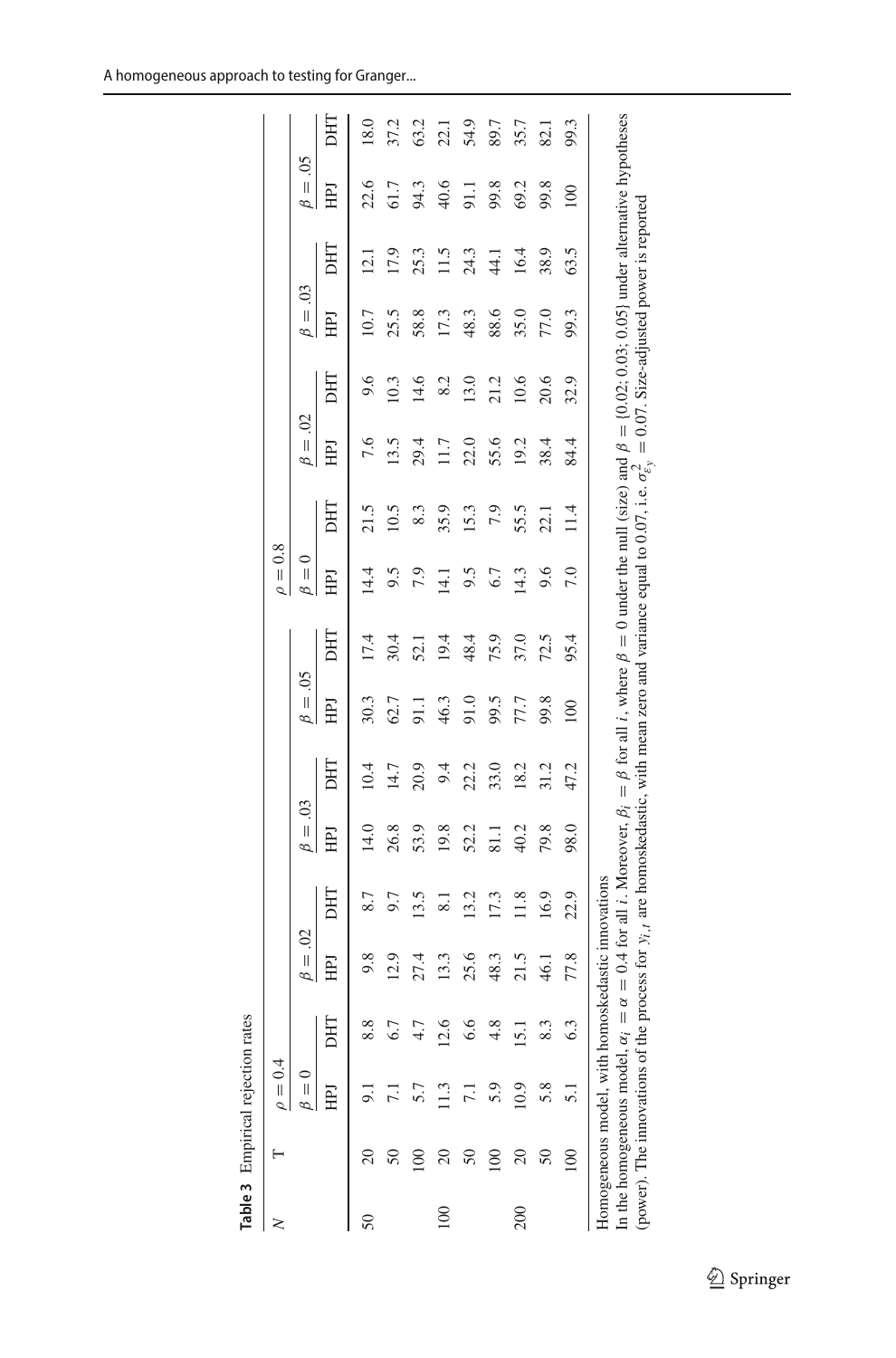**Table 3** Empirical rejection rates

| $N$ | T | $\rho = 0.4$ | | | | | | | | $\rho = 0.8$ | | | | | | | |
|---|---|---|---|---|---|---|---|---|---|---|---|---|---|---|---|---|---|
| | | $\beta = 0$ | | $\beta = .02$ | | $\beta = .03$ | | $\beta = .05$ | | $\beta = 0$ | | $\beta = .02$ | | $\beta = .03$ | | $\beta = .05$ | |
| | | HPJ | DHT | HPJ | DHT | HPJ | DHT | HPJ | DHT | HPJ | DHT | HPJ | DHT | HPJ | DHT | HPJ | DHT |
| 50 | 20 | 9.1 | 8.8 | 9.8 | 8.7 | 14.0 | 10.4 | 30.3 | 17.4 | 14.4 | 21.5 | 7.6 | 9.6 | 10.7 | 12.1 | 22.6 | 18.0 |
| | 50 | 7.1 | 6.7 | 12.9 | 9.7 | 26.8 | 14.7 | 62.7 | 30.4 | 9.5 | 10.5 | 13.5 | 10.3 | 25.5 | 17.9 | 61.7 | 37.2 |
| | 100 | 5.7 | 4.7 | 27.4 | 13.5 | 53.9 | 20.9 | 91.1 | 52.1 | 7.9 | 8.3 | 29.4 | 14.6 | 58.8 | 25.3 | 94.3 | 63.2 |
| 100 | 20 | 11.3 | 12.6 | 13.3 | 8.1 | 19.8 | 9.4 | 46.3 | 19.4 | 14.1 | 35.9 | 11.7 | 8.2 | 17.3 | 11.5 | 40.6 | 22.1 |
| | 50 | 7.1 | 6.6 | 25.6 | 13.2 | 52.2 | 22.2 | 91.0 | 48.4 | 9.5 | 15.3 | 22.0 | 13.0 | 48.3 | 24.3 | 91.1 | 54.9 |
| | 100 | 5.9 | 4.8 | 48.3 | 17.3 | 81.1 | 33.0 | 99.5 | 75.9 | 6.7 | 7.9 | 55.6 | 21.2 | 88.6 | 44.1 | 99.8 | 89.7 |
| 200 | 20 | 10.9 | 15.1 | 21.5 | 11.8 | 40.2 | 18.2 | 77.7 | 37.0 | 14.3 | 55.5 | 19.2 | 10.6 | 35.0 | 16.4 | 69.2 | 35.7 |
| | 50 | 5.8 | 8.3 | 46.1 | 16.9 | 79.8 | 31.2 | 99.8 | 72.5 | 9.6 | 22.1 | 38.4 | 20.6 | 77.0 | 38.9 | 99.8 | 82.1 |
| | 100 | 5.1 | 6.3 | 77.8 | 22.9 | 98.0 | 47.2 | 100 | 95.4 | 7.0 | 11.4 | 84.4 | 32.9 | 99.3 | 63.5 | 100 | 99.3 |

Homogeneous model, with homoskedastic innovations

In the homogeneous model, $\alpha_i = \alpha = 0.4$ for all $i$. Moreover, $\beta_i = \beta$ for all $i$, where $\beta = 0$ under the null (size) and $\beta = \{0.02; 0.03; 0.05\}$ under alternative hypotheses (power). The innovations of the process for $y_{i,t}$ are homoskedastic, with mean zero and variance equal to 0.07, i.e. $\sigma^2_{\varepsilon_y} = 0.07$. Size-adjusted power is reported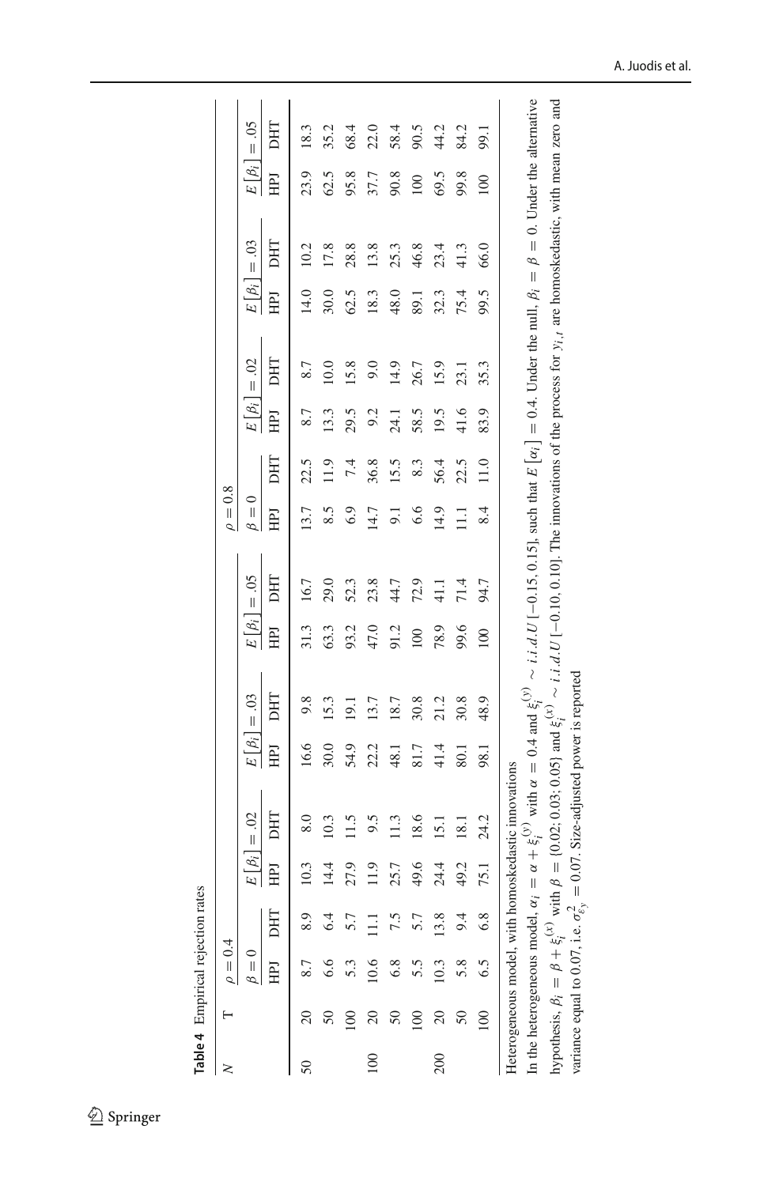**Table 4** Empirical rejection rates

| N | T | $\rho = 0.4$ | | | | | | | | $\rho = 0.8$ | | | | | | | |
|---|---|---|---|---|---|---|---|---|---|---|---|---|---|---|---|---|---|
| | | $\beta = 0$ | | $E[\beta_i] = .02$ | | $E[\beta_i] = .03$ | | $E[\beta_i] = .05$ | | $\beta = 0$ | | $E[\beta_i] = .02$ | | $E[\beta_i] = .03$ | | $E[\beta_i] = .05$ | |
| | | HPJ | DHT | HPJ | DHT | HPJ | DHT | HPJ | DHT | HPJ | DHT | HPJ | DHT | HPJ | DHT | HPJ | DHT |
| 50 | 20 | 8.7 | 8.9 | 10.3 | 8.0 | 16.6 | 9.8 | 31.3 | 16.7 | 13.7 | 22.5 | 8.7 | 8.7 | 14.0 | 10.2 | 23.9 | 18.3 |
| | 50 | 6.6 | 6.4 | 14.4 | 10.3 | 30.0 | 15.3 | 63.3 | 29.0 | 8.5 | 11.9 | 13.3 | 10.0 | 30.0 | 17.8 | 62.5 | 35.2 |
| | 100 | 5.3 | 5.7 | 27.9 | 11.5 | 54.9 | 19.1 | 93.2 | 52.3 | 6.9 | 7.4 | 29.5 | 15.8 | 62.5 | 28.8 | 95.8 | 68.4 |
| 100 | 20 | 10.6 | 11.1 | 11.9 | 9.5 | 22.2 | 13.7 | 47.0 | 23.8 | 14.7 | 36.8 | 9.2 | 9.0 | 18.3 | 13.8 | 37.7 | 22.0 |
| | 50 | 6.8 | 7.5 | 25.7 | 11.3 | 48.1 | 18.7 | 91.2 | 44.7 | 9.1 | 15.5 | 24.1 | 14.9 | 48.0 | 25.3 | 90.8 | 58.4 |
| | 100 | 5.5 | 5.7 | 49.6 | 18.6 | 81.7 | 30.8 | 100 | 72.9 | 6.6 | 8.3 | 58.5 | 26.7 | 89.1 | 46.8 | 100 | 90.5 |
| 200 | 20 | 10.3 | 13.8 | 24.4 | 15.1 | 41.4 | 21.2 | 78.9 | 41.1 | 14.9 | 56.4 | 19.5 | 15.9 | 32.3 | 23.4 | 69.5 | 44.2 |
| | 50 | 5.8 | 9.4 | 49.2 | 18.1 | 80.1 | 30.8 | 99.6 | 71.4 | 11.1 | 22.5 | 41.6 | 23.1 | 75.4 | 41.3 | 99.8 | 84.2 |
| | 100 | 6.5 | 6.8 | 75.1 | 24.2 | 98.1 | 48.9 | 100 | 94.7 | 8.4 | 11.0 | 83.9 | 35.3 | 99.5 | 66.0 | 100 | 99.1 |

Heterogeneous model, with homoskedastic innovations

In the heterogeneous model, $\alpha_i = \alpha + \xi_i^{(y)}$ with $\alpha = 0.4$ and $\xi_i^{(y)} \sim i.i.d.U[-0.15, 0.15]$, such that $E[\alpha_i] = 0.4$. Under the null, $\beta_i = \beta = 0$. Under the alternative hypothesis, $\beta_i = \beta + \xi_i^{(x)}$ with $\beta = \{0.02; 0.03; 0.05\}$ and $\xi_i^{(x)} \sim i.i.d.U[-0.10, 0.10]$. The innovations of the process for $y_{i,t}$ are homoskedastic, with mean zero and variance equal to 0.07, i.e. $\sigma_{\varepsilon_y}^2 = 0.07$. Size-adjusted power is reported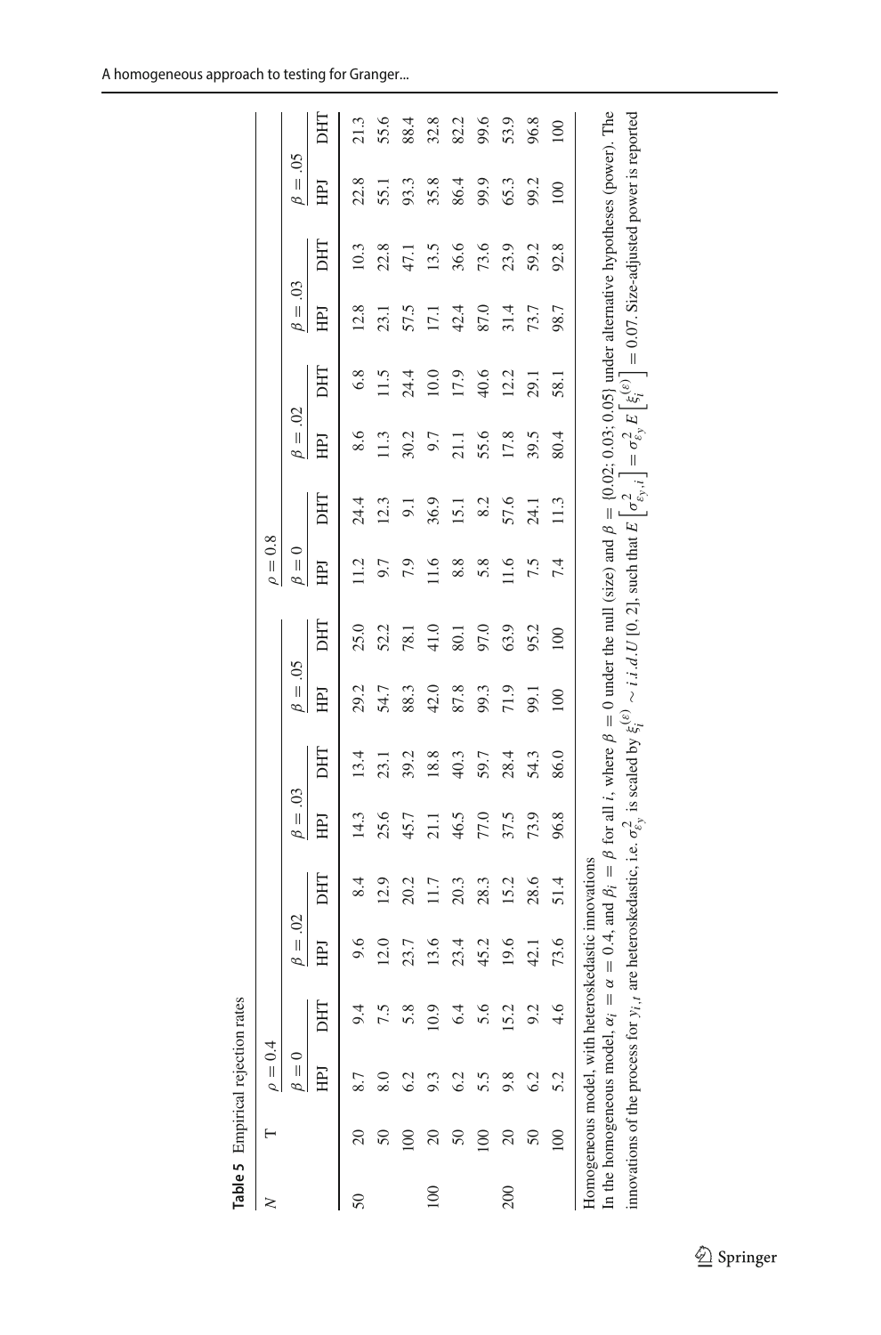**Table 5** Empirical rejection rates

| N | T | $\rho = 0.4$ | | | | | | | | $\rho = 0.8$ | | | | | | | |
|---|---|---|---|---|---|---|---|---|---|---|---|---|---|---|---|---|---|
| | | $\beta = 0$ | | $\beta = .02$ | | $\beta = .03$ | | $\beta = .05$ | | $\beta = 0$ | | $\beta = .02$ | | $\beta = .03$ | | $\beta = .05$ | |
| | | HPJ | DHT | HPJ | DHT | HPJ | DHT | HPJ | DHT | HPJ | DHT | HPJ | DHT | HPJ | DHT | HPJ | DHT |
| 50 | 20 | 8.7 | 9.4 | 9.6 | 8.4 | 14.3 | 13.4 | 29.2 | 25.0 | 11.2 | 24.4 | 8.6 | 6.8 | 12.8 | 10.3 | 22.8 | 21.3 |
| | 50 | 8.0 | 7.5 | 12.0 | 12.9 | 25.6 | 23.1 | 54.7 | 52.2 | 9.7 | 12.3 | 11.3 | 11.5 | 23.1 | 22.8 | 55.1 | 55.6 |
| | 100 | 6.2 | 5.8 | 23.7 | 20.2 | 45.7 | 39.2 | 88.3 | 78.1 | 7.9 | 9.1 | 30.2 | 24.4 | 57.5 | 47.1 | 93.3 | 88.4 |
| 100 | 20 | 9.3 | 10.9 | 13.6 | 11.7 | 21.1 | 18.8 | 42.0 | 41.0 | 11.6 | 36.9 | 9.7 | 10.0 | 17.1 | 13.5 | 35.8 | 32.8 |
| | 50 | 6.2 | 6.4 | 23.4 | 20.3 | 46.5 | 40.3 | 87.8 | 80.1 | 8.8 | 15.1 | 21.1 | 17.9 | 42.4 | 36.6 | 86.4 | 82.2 |
| | 100 | 5.5 | 5.6 | 45.2 | 28.3 | 77.0 | 59.7 | 99.3 | 97.0 | 5.8 | 8.2 | 55.6 | 40.6 | 87.0 | 73.6 | 99.9 | 99.6 |
| 200 | 20 | 9.8 | 15.2 | 19.6 | 15.2 | 37.5 | 28.4 | 71.9 | 63.9 | 11.6 | 57.6 | 17.8 | 12.2 | 31.4 | 23.9 | 65.3 | 53.9 |
| | 50 | 6.2 | 9.2 | 42.1 | 28.6 | 73.9 | 54.3 | 99.1 | 95.2 | 7.5 | 24.1 | 39.5 | 29.1 | 73.7 | 59.2 | 99.2 | 96.8 |
| | 100 | 5.2 | 4.6 | 73.6 | 51.4 | 96.8 | 86.0 | 100 | 100 | 7.4 | 11.3 | 80.4 | 58.1 | 98.7 | 92.8 | 100 | 100 |

Homogeneous model, with heteroskedastic innovations

In the homogeneous model, $\alpha_i = \alpha = 0.4$, and $\beta_i = \beta$ for all $i$, where $\beta = 0$ under the null (size) and $\beta = \{0.02; 0.03; 0.05\}$ under alternative hypotheses (power). The innovations of the process for $y_{i,t}$ are heteroskedastic, i.e. $\sigma^2_{\varepsilon_y}$ is scaled by $\xi_i^{(\varepsilon)} \sim i.i.d.U\,[0, 2]$, such that $E\left[\sigma^2_{\varepsilon_y,i}\right] = \sigma^2_{\varepsilon_y} E\left[\xi_i^{(\varepsilon)}\right] = 0.07$. Size-adjusted power is reported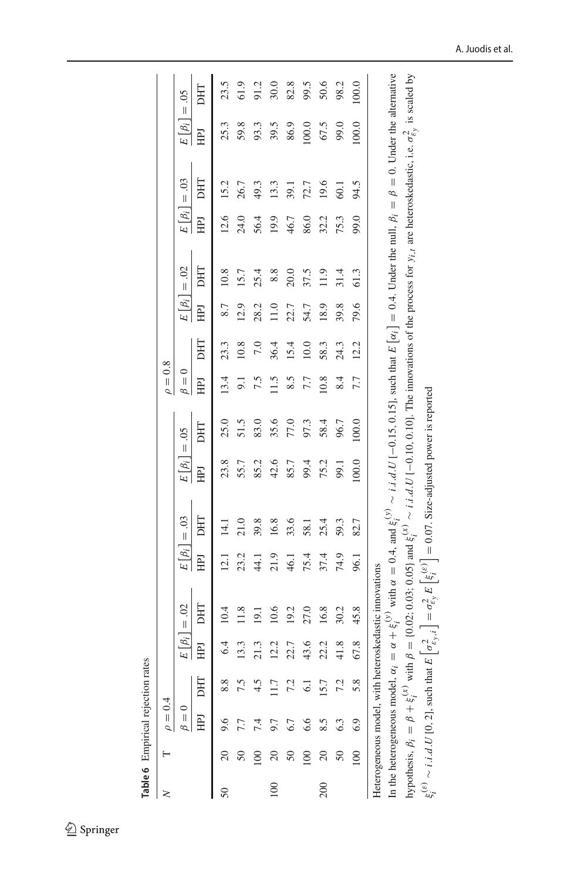**Table 6** Empirical rejection rates

| $N$ | T | $\rho = 0.4$ | | | | | | | | $\rho = 0.8$ | | | | | | | |
|---|---|---|---|---|---|---|---|---|---|---|---|---|---|---|---|---|---|
| | | $\beta = 0$ | | $E[\beta_i] = .02$ | | $E[\beta_i] = .03$ | | $E[\beta_i] = .05$ | | $\beta = 0$ | | $E[\beta_i] = .02$ | | $E[\beta_i] = .03$ | | $E[\beta_i] = .05$ | |
| | | HPJ | DHT | HPJ | DHT | HPJ | DHT | HPJ | DHT | HPJ | DHT | HPJ | DHT | HPJ | DHT | HPJ | DHT |
| 50 | 20 | 9.6 | 8.8 | 6.4 | 10.4 | 12.1 | 14.1 | 23.8 | 25.0 | 13.4 | 23.3 | 8.7 | 10.8 | 12.6 | 15.2 | 25.3 | 23.5 |
| | 50 | 7.7 | 7.5 | 13.3 | 11.8 | 23.2 | 21.0 | 55.7 | 51.5 | 9.1 | 10.8 | 12.9 | 15.7 | 24.0 | 26.7 | 59.8 | 61.9 |
| | 100 | 7.4 | 4.5 | 21.3 | 19.1 | 44.1 | 39.8 | 85.2 | 83.0 | 7.5 | 7.0 | 28.2 | 25.4 | 56.4 | 49.3 | 93.3 | 91.2 |
| 100 | 20 | 9.7 | 11.7 | 12.2 | 10.6 | 21.9 | 16.8 | 42.6 | 35.6 | 11.5 | 36.4 | 11.0 | 8.8 | 19.9 | 13.3 | 39.5 | 30.0 |
| | 50 | 6.7 | 7.2 | 22.7 | 19.2 | 46.1 | 33.6 | 85.7 | 77.0 | 8.5 | 15.4 | 22.7 | 20.0 | 46.7 | 39.1 | 86.9 | 82.8 |
| | 100 | 6.6 | 6.1 | 43.6 | 27.0 | 75.4 | 58.1 | 99.4 | 97.3 | 7.7 | 10.0 | 54.7 | 37.5 | 86.0 | 72.7 | 100.0 | 99.5 |
| 200 | 20 | 8.5 | 15.7 | 22.2 | 16.8 | 37.4 | 25.4 | 75.2 | 58.4 | 10.8 | 58.3 | 18.9 | 11.9 | 32.2 | 19.6 | 67.5 | 50.6 |
| | 50 | 6.3 | 7.2 | 41.8 | 30.2 | 74.9 | 59.3 | 99.1 | 96.7 | 8.4 | 24.3 | 39.8 | 31.4 | 75.3 | 60.1 | 99.0 | 98.2 |
| | 100 | 6.9 | 5.8 | 67.8 | 45.8 | 96.1 | 82.7 | 100.0 | 100.0 | 7.7 | 12.2 | 79.6 | 61.3 | 99.0 | 94.5 | 100.0 | 100.0 |

Heterogeneous model, with heteroskedastic innovations

In the heterogeneous model, $\alpha_i = \alpha + \xi_i^{(y)}$ with $\alpha = 0.4$, and $\xi_i^{(y)} \sim i.i.d.U[-0.15, 0.15]$, such that $E[\alpha_i] = 0.4$. Under the null, $\beta_i = \beta = 0$. Under the alternative hypothesis, $\beta_i = \beta + \xi_i^{(x)}$ with $\beta = \{0.02; 0.03; 0.05\}$ and $\xi_i^{(x)} \sim i.i.d.U[-0.10, 0.10]$. The innovations of the process for $y_{i,t}$ are heteroskedastic, i.e. $\sigma^2_{\varepsilon_y}$ is scaled by $\xi_i^{(\varepsilon)} \sim i.i.d.U[0, 2]$, such that $E\left[\sigma^2_{\varepsilon_y,i}\right] = \sigma^2_{\varepsilon_y} E\left[\xi_i^{(\varepsilon)}\right] = 0.07$. Size-adjusted power is reported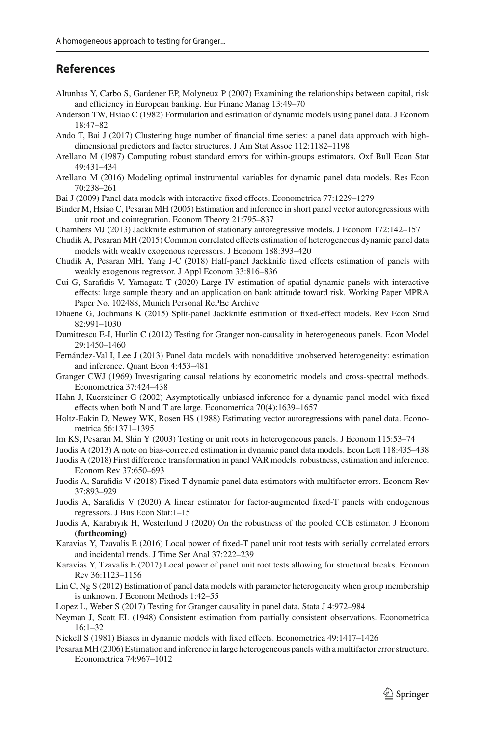## References

Altunbas Y, Carbo S, Gardener EP, Molyneux P (2007) Examining the relationships between capital, risk and efficiency in European banking. Eur Financ Manag 13:49–70

Anderson TW, Hsiao C (1982) Formulation and estimation of dynamic models using panel data. J Econom 18:47–82

Ando T, Bai J (2017) Clustering huge number of financial time series: a panel data approach with high-dimensional predictors and factor structures. J Am Stat Assoc 112:1182–1198

Arellano M (1987) Computing robust standard errors for within-groups estimators. Oxf Bull Econ Stat 49:431–434

Arellano M (2016) Modeling optimal instrumental variables for dynamic panel data models. Res Econ 70:238–261

Bai J (2009) Panel data models with interactive fixed effects. Econometrica 77:1229–1279

Binder M, Hsiao C, Pesaran MH (2005) Estimation and inference in short panel vector autoregressions with unit root and cointegration. Econom Theory 21:795–837

Chambers MJ (2013) Jackknife estimation of stationary autoregressive models. J Econom 172:142–157

Chudik A, Pesaran MH (2015) Common correlated effects estimation of heterogeneous dynamic panel data models with weakly exogenous regressors. J Econom 188:393–420

Chudik A, Pesaran MH, Yang J-C (2018) Half-panel Jackknife fixed effects estimation of panels with weakly exogenous regressor. J Appl Econom 33:816–836

Cui G, Sarafidis V, Yamagata T (2020) Large IV estimation of spatial dynamic panels with interactive effects: large sample theory and an application on bank attitude toward risk. Working Paper MPRA Paper No. 102488, Munich Personal RePEc Archive

Dhaene G, Jochmans K (2015) Split-panel Jackknife estimation of fixed-effect models. Rev Econ Stud 82:991–1030

Dumitrescu E-I, Hurlin C (2012) Testing for Granger non-causality in heterogeneous panels. Econ Model 29:1450–1460

Fernández-Val I, Lee J (2013) Panel data models with nonadditive unobserved heterogeneity: estimation and inference. Quant Econ 4:453–481

Granger CWJ (1969) Investigating causal relations by econometric models and cross-spectral methods. Econometrica 37:424–438

Hahn J, Kuersteiner G (2002) Asymptotically unbiased inference for a dynamic panel model with fixed effects when both N and T are large. Econometrica 70(4):1639–1657

Holtz-Eakin D, Newey WK, Rosen HS (1988) Estimating vector autoregressions with panel data. Econometrica 56:1371–1395

Im KS, Pesaran M, Shin Y (2003) Testing or unit roots in heterogeneous panels. J Econom 115:53–74

Juodis A (2013) A note on bias-corrected estimation in dynamic panel data models. Econ Lett 118:435–438

Juodis A (2018) First difference transformation in panel VAR models: robustness, estimation and inference. Econom Rev 37:650–693

Juodis A, Sarafidis V (2018) Fixed T dynamic panel data estimators with multifactor errors. Econom Rev 37:893–929

Juodis A, Sarafidis V (2020) A linear estimator for factor-augmented fixed-T panels with endogenous regressors. J Bus Econ Stat:1–15

Juodis A, Karabıyık H, Westerlund J (2020) On the robustness of the pooled CCE estimator. J Econom **(forthcoming)**

Karavias Y, Tzavalis E (2016) Local power of fixed-T panel unit root tests with serially correlated errors and incidental trends. J Time Ser Anal 37:222–239

Karavias Y, Tzavalis E (2017) Local power of panel unit root tests allowing for structural breaks. Econom Rev 36:1123–1156

Lin C, Ng S (2012) Estimation of panel data models with parameter heterogeneity when group membership is unknown. J Econom Methods 1:42–55

Lopez L, Weber S (2017) Testing for Granger causality in panel data. Stata J 4:972–984

Neyman J, Scott EL (1948) Consistent estimation from partially consistent observations. Econometrica 16:1–32

Nickell S (1981) Biases in dynamic models with fixed effects. Econometrica 49:1417–1426

Pesaran MH (2006) Estimation and inference in large heterogeneous panels with a multifactor error structure. Econometrica 74:967–1012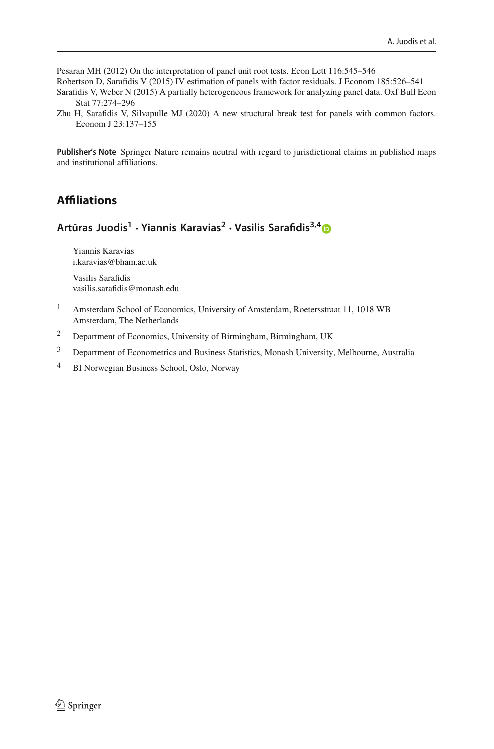Pesaran MH (2012) On the interpretation of panel unit root tests. Econ Lett 116:545–546

Robertson D, Sarafidis V (2015) IV estimation of panels with factor residuals. J Econom 185:526–541

Sarafidis V, Weber N (2015) A partially heterogeneous framework for analyzing panel data. Oxf Bull Econ Stat 77:274–296

Zhu H, Sarafidis V, Silvapulle MJ (2020) A new structural break test for panels with common factors. Econom J 23:137–155

**Publisher's Note** Springer Nature remains neutral with regard to jurisdictional claims in published maps and institutional affiliations.

## Affiliations

### Artūras Juodis[1] · Yiannis Karavias[2] · Vasilis Sarafidis[3,4]

Yiannis Karavias
i.karavias@bham.ac.uk

Vasilis Sarafidis
vasilis.sarafidis@monash.edu

1. Amsterdam School of Economics, University of Amsterdam, Roetersstraat 11, 1018 WB Amsterdam, The Netherlands
2. Department of Economics, University of Birmingham, Birmingham, UK
3. Department of Econometrics and Business Statistics, Monash University, Melbourne, Australia
4. BI Norwegian Business School, Oslo, Norway